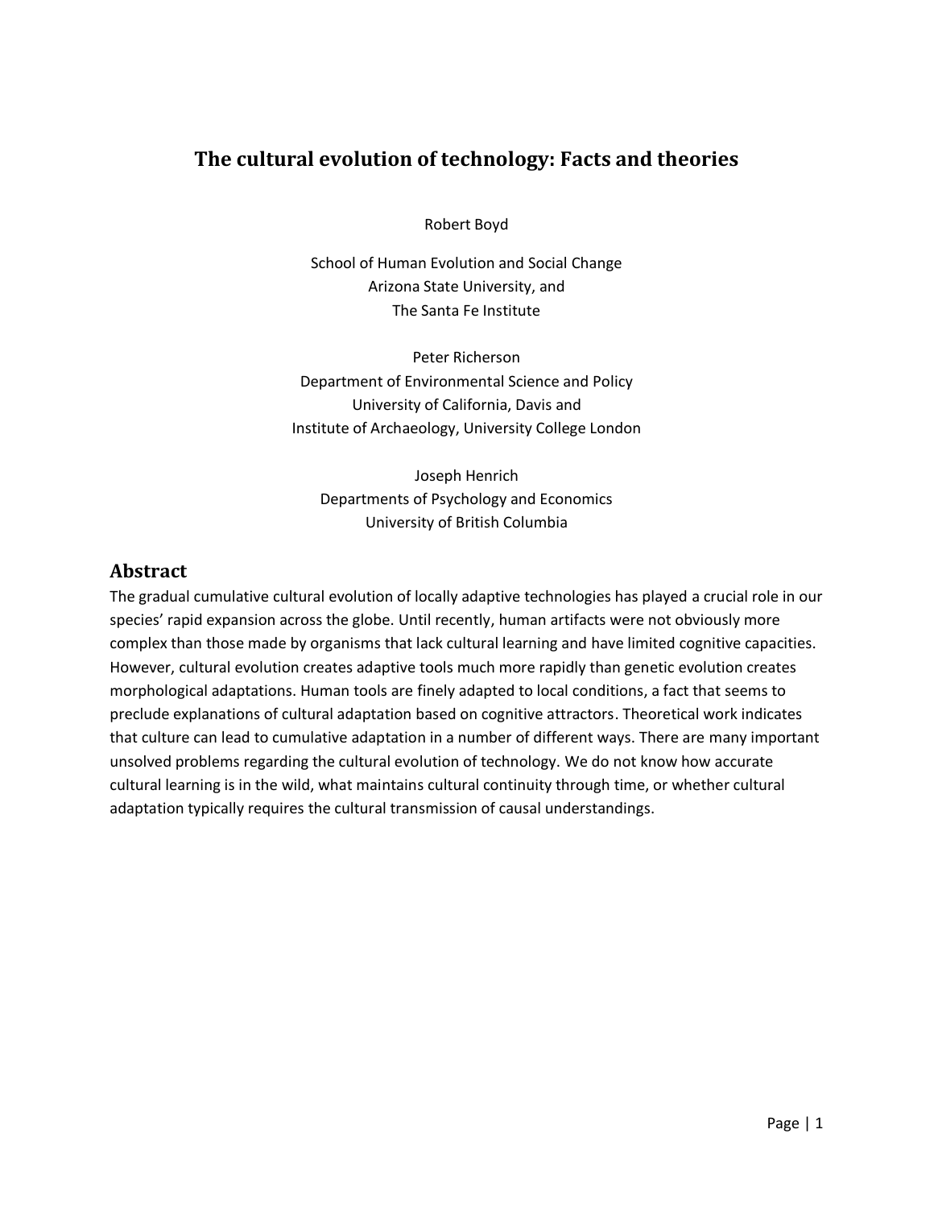# The cultural evolution of technology: Facts and theories

Robert Boyd

School of Human Evolution and Social Change
Arizona State University, and
The Santa Fe Institute

Peter Richerson
Department of Environmental Science and Policy
University of California, Davis and
Institute of Archaeology, University College London

Joseph Henrich
Departments of Psychology and Economics
University of British Columbia

## Abstract

The gradual cumulative cultural evolution of locally adaptive technologies has played a crucial role in our species' rapid expansion across the globe. Until recently, human artifacts were not obviously more complex than those made by organisms that lack cultural learning and have limited cognitive capacities. However, cultural evolution creates adaptive tools much more rapidly than genetic evolution creates morphological adaptations. Human tools are finely adapted to local conditions, a fact that seems to preclude explanations of cultural adaptation based on cognitive attractors. Theoretical work indicates that culture can lead to cumulative adaptation in a number of different ways. There are many important unsolved problems regarding the cultural evolution of technology. We do not know how accurate cultural learning is in the wild, what maintains cultural continuity through time, or whether cultural adaptation typically requires the cultural transmission of causal understandings.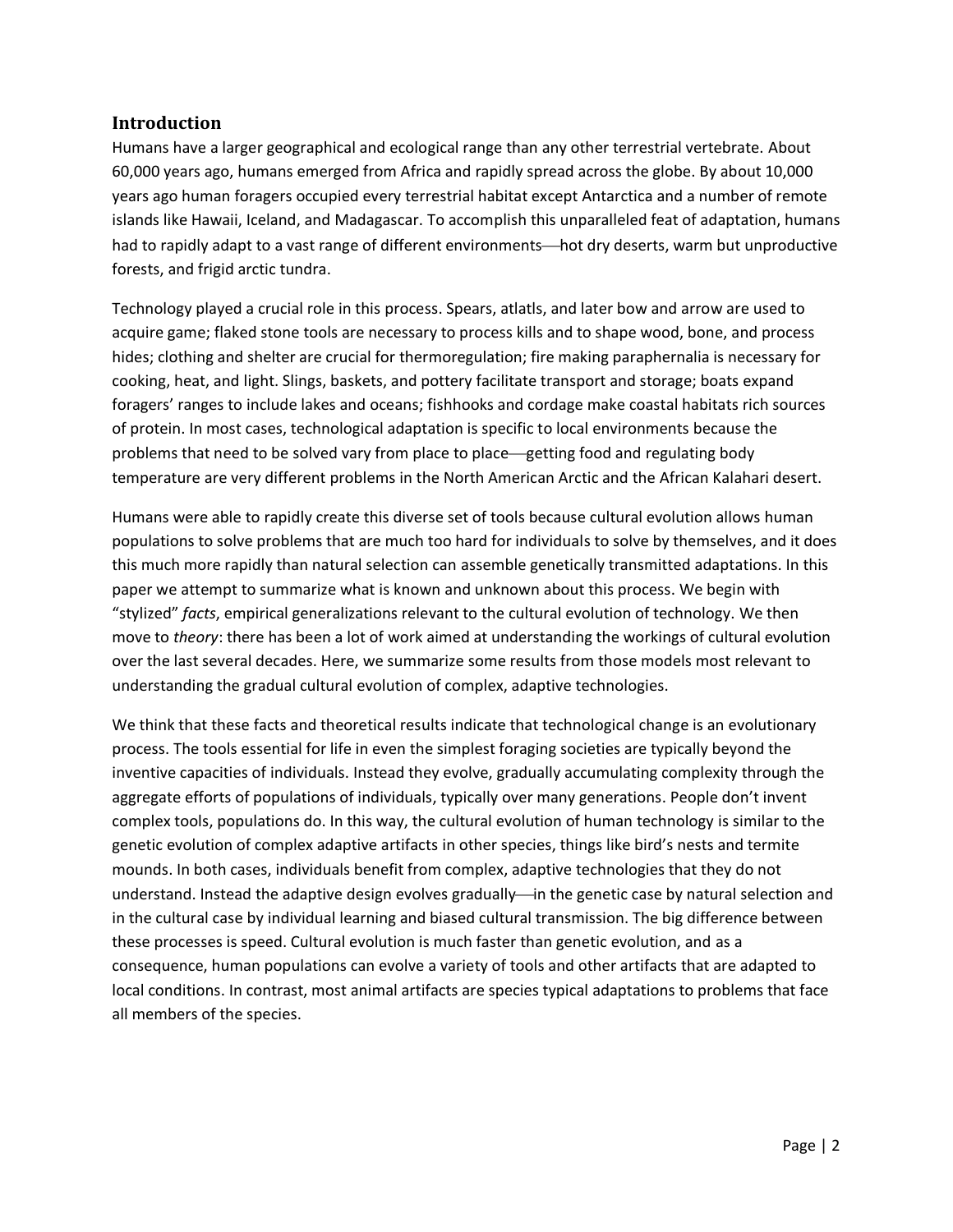## Introduction

Humans have a larger geographical and ecological range than any other terrestrial vertebrate. About 60,000 years ago, humans emerged from Africa and rapidly spread across the globe. By about 10,000 years ago human foragers occupied every terrestrial habitat except Antarctica and a number of remote islands like Hawaii, Iceland, and Madagascar. To accomplish this unparalleled feat of adaptation, humans had to rapidly adapt to a vast range of different environments—hot dry deserts, warm but unproductive forests, and frigid arctic tundra.

Technology played a crucial role in this process. Spears, atlatls, and later bow and arrow are used to acquire game; flaked stone tools are necessary to process kills and to shape wood, bone, and process hides; clothing and shelter are crucial for thermoregulation; fire making paraphernalia is necessary for cooking, heat, and light. Slings, baskets, and pottery facilitate transport and storage; boats expand foragers' ranges to include lakes and oceans; fishhooks and cordage make coastal habitats rich sources of protein. In most cases, technological adaptation is specific to local environments because the problems that need to be solved vary from place to place—getting food and regulating body temperature are very different problems in the North American Arctic and the African Kalahari desert.

Humans were able to rapidly create this diverse set of tools because cultural evolution allows human populations to solve problems that are much too hard for individuals to solve by themselves, and it does this much more rapidly than natural selection can assemble genetically transmitted adaptations. In this paper we attempt to summarize what is known and unknown about this process. We begin with "stylized" *facts*, empirical generalizations relevant to the cultural evolution of technology. We then move to *theory*: there has been a lot of work aimed at understanding the workings of cultural evolution over the last several decades. Here, we summarize some results from those models most relevant to understanding the gradual cultural evolution of complex, adaptive technologies.

We think that these facts and theoretical results indicate that technological change is an evolutionary process. The tools essential for life in even the simplest foraging societies are typically beyond the inventive capacities of individuals. Instead they evolve, gradually accumulating complexity through the aggregate efforts of populations of individuals, typically over many generations. People don't invent complex tools, populations do. In this way, the cultural evolution of human technology is similar to the genetic evolution of complex adaptive artifacts in other species, things like bird's nests and termite mounds. In both cases, individuals benefit from complex, adaptive technologies that they do not understand. Instead the adaptive design evolves gradually—in the genetic case by natural selection and in the cultural case by individual learning and biased cultural transmission. The big difference between these processes is speed. Cultural evolution is much faster than genetic evolution, and as a consequence, human populations can evolve a variety of tools and other artifacts that are adapted to local conditions. In contrast, most animal artifacts are species typical adaptations to problems that face all members of the species.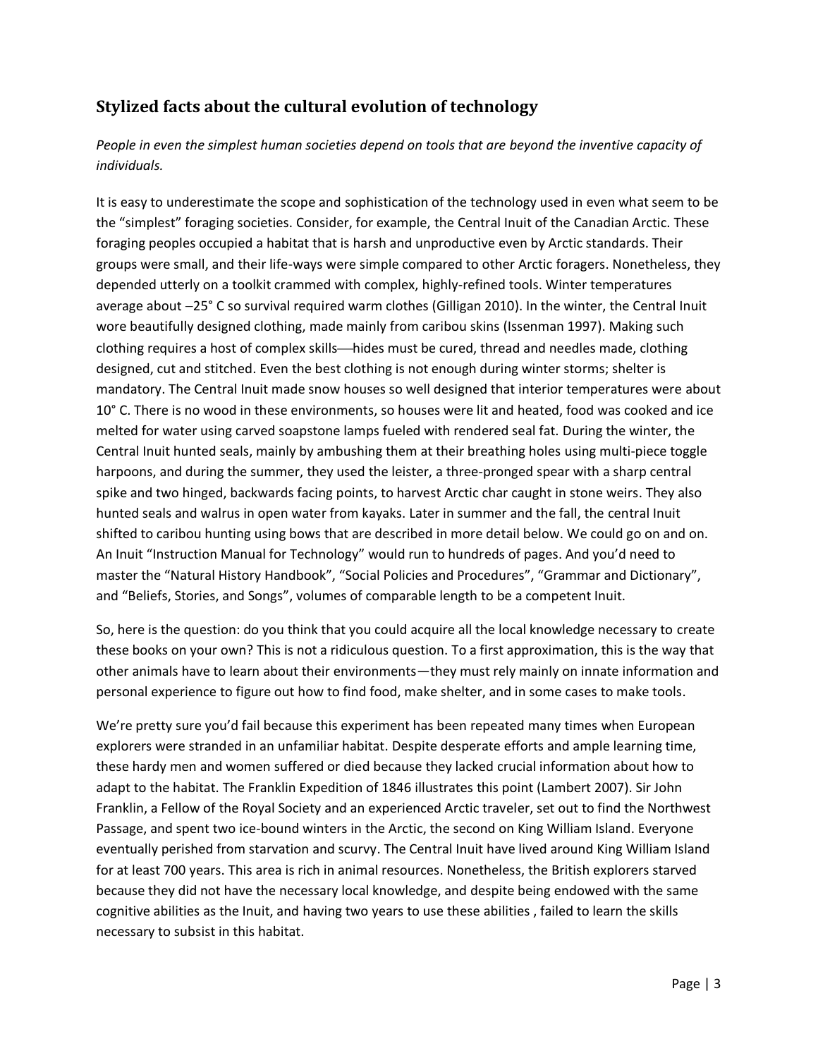## Stylized facts about the cultural evolution of technology

*People in even the simplest human societies depend on tools that are beyond the inventive capacity of individuals.*

It is easy to underestimate the scope and sophistication of the technology used in even what seem to be the "simplest" foraging societies. Consider, for example, the Central Inuit of the Canadian Arctic. These foraging peoples occupied a habitat that is harsh and unproductive even by Arctic standards. Their groups were small, and their life-ways were simple compared to other Arctic foragers. Nonetheless, they depended utterly on a toolkit crammed with complex, highly-refined tools. Winter temperatures average about −25° C so survival required warm clothes (Gilligan 2010). In the winter, the Central Inuit wore beautifully designed clothing, made mainly from caribou skins (Issenman 1997). Making such clothing requires a host of complex skills—hides must be cured, thread and needles made, clothing designed, cut and stitched. Even the best clothing is not enough during winter storms; shelter is mandatory. The Central Inuit made snow houses so well designed that interior temperatures were about 10° C. There is no wood in these environments, so houses were lit and heated, food was cooked and ice melted for water using carved soapstone lamps fueled with rendered seal fat. During the winter, the Central Inuit hunted seals, mainly by ambushing them at their breathing holes using multi-piece toggle harpoons, and during the summer, they used the leister, a three-pronged spear with a sharp central spike and two hinged, backwards facing points, to harvest Arctic char caught in stone weirs. They also hunted seals and walrus in open water from kayaks. Later in summer and the fall, the central Inuit shifted to caribou hunting using bows that are described in more detail below. We could go on and on. An Inuit "Instruction Manual for Technology" would run to hundreds of pages. And you'd need to master the "Natural History Handbook", "Social Policies and Procedures", "Grammar and Dictionary", and "Beliefs, Stories, and Songs", volumes of comparable length to be a competent Inuit.

So, here is the question: do you think that you could acquire all the local knowledge necessary to create these books on your own? This is not a ridiculous question. To a first approximation, this is the way that other animals have to learn about their environments—they must rely mainly on innate information and personal experience to figure out how to find food, make shelter, and in some cases to make tools.

We're pretty sure you'd fail because this experiment has been repeated many times when European explorers were stranded in an unfamiliar habitat. Despite desperate efforts and ample learning time, these hardy men and women suffered or died because they lacked crucial information about how to adapt to the habitat. The Franklin Expedition of 1846 illustrates this point (Lambert 2007). Sir John Franklin, a Fellow of the Royal Society and an experienced Arctic traveler, set out to find the Northwest Passage, and spent two ice-bound winters in the Arctic, the second on King William Island. Everyone eventually perished from starvation and scurvy. The Central Inuit have lived around King William Island for at least 700 years. This area is rich in animal resources. Nonetheless, the British explorers starved because they did not have the necessary local knowledge, and despite being endowed with the same cognitive abilities as the Inuit, and having two years to use these abilities , failed to learn the skills necessary to subsist in this habitat.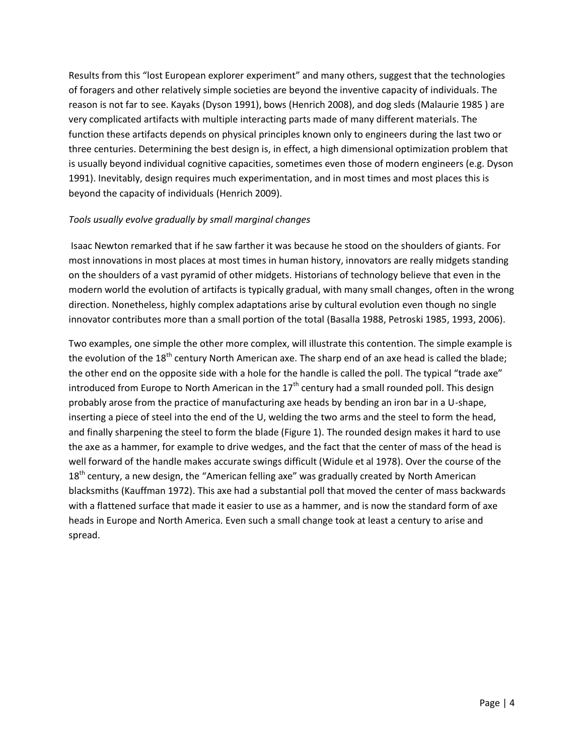Results from this "lost European explorer experiment" and many others, suggest that the technologies of foragers and other relatively simple societies are beyond the inventive capacity of individuals. The reason is not far to see. Kayaks (Dyson 1991), bows (Henrich 2008), and dog sleds (Malaurie 1985 ) are very complicated artifacts with multiple interacting parts made of many different materials. The function these artifacts depends on physical principles known only to engineers during the last two or three centuries. Determining the best design is, in effect, a high dimensional optimization problem that is usually beyond individual cognitive capacities, sometimes even those of modern engineers (e.g. Dyson 1991). Inevitably, design requires much experimentation, and in most times and most places this is beyond the capacity of individuals (Henrich 2009).

*Tools usually evolve gradually by small marginal changes*

Isaac Newton remarked that if he saw farther it was because he stood on the shoulders of giants. For most innovations in most places at most times in human history, innovators are really midgets standing on the shoulders of a vast pyramid of other midgets. Historians of technology believe that even in the modern world the evolution of artifacts is typically gradual, with many small changes, often in the wrong direction. Nonetheless, highly complex adaptations arise by cultural evolution even though no single innovator contributes more than a small portion of the total (Basalla 1988, Petroski 1985, 1993, 2006).

Two examples, one simple the other more complex, will illustrate this contention. The simple example is the evolution of the 18th century North American axe. The sharp end of an axe head is called the blade; the other end on the opposite side with a hole for the handle is called the poll. The typical "trade axe" introduced from Europe to North American in the 17th century had a small rounded poll. This design probably arose from the practice of manufacturing axe heads by bending an iron bar in a U-shape, inserting a piece of steel into the end of the U, welding the two arms and the steel to form the head, and finally sharpening the steel to form the blade (Figure 1). The rounded design makes it hard to use the axe as a hammer, for example to drive wedges, and the fact that the center of mass of the head is well forward of the handle makes accurate swings difficult (Widule et al 1978). Over the course of the 18th century, a new design, the "American felling axe" was gradually created by North American blacksmiths (Kauffman 1972). This axe had a substantial poll that moved the center of mass backwards with a flattened surface that made it easier to use as a hammer, and is now the standard form of axe heads in Europe and North America. Even such a small change took at least a century to arise and spread.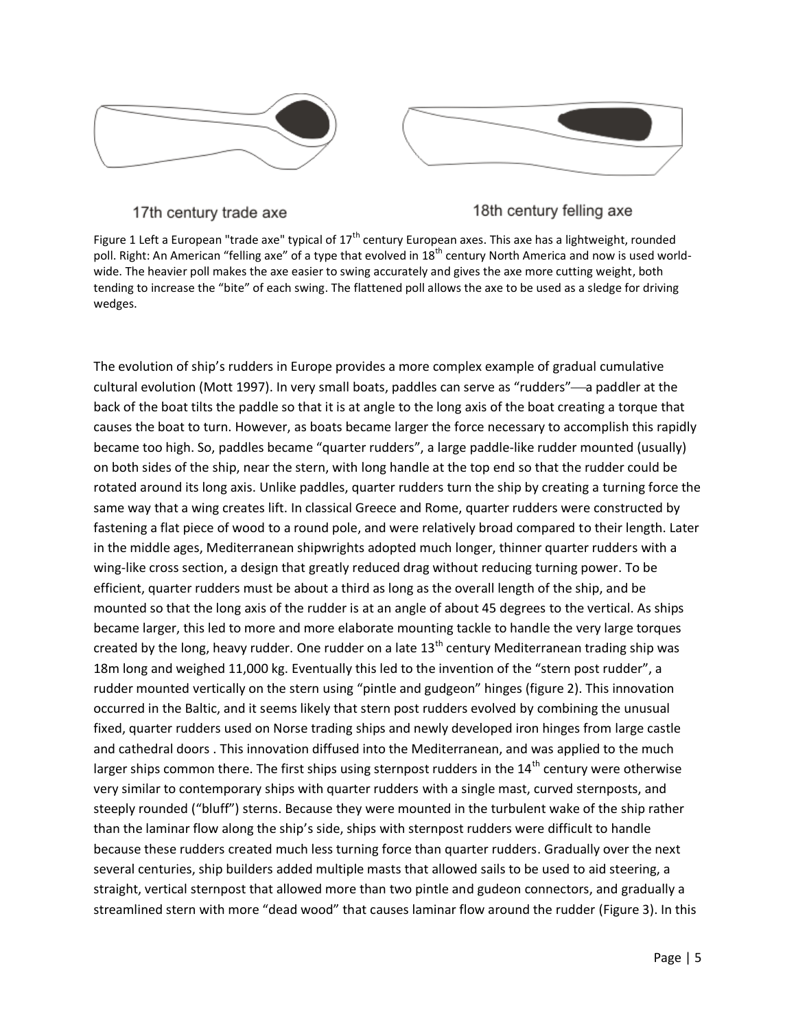17th century trade axe

18th century felling axe

Figure 1 Left a European "trade axe" typical of 17th century European axes. This axe has a lightweight, rounded poll. Right: An American "felling axe" of a type that evolved in 18th century North America and now is used world-wide. The heavier poll makes the axe easier to swing accurately and gives the axe more cutting weight, both tending to increase the "bite" of each swing. The flattened poll allows the axe to be used as a sledge for driving wedges.

The evolution of ship's rudders in Europe provides a more complex example of gradual cumulative cultural evolution (Mott 1997). In very small boats, paddles can serve as "rudders"—a paddler at the back of the boat tilts the paddle so that it is at angle to the long axis of the boat creating a torque that causes the boat to turn. However, as boats became larger the force necessary to accomplish this rapidly became too high. So, paddles became "quarter rudders", a large paddle-like rudder mounted (usually) on both sides of the ship, near the stern, with long handle at the top end so that the rudder could be rotated around its long axis. Unlike paddles, quarter rudders turn the ship by creating a turning force the same way that a wing creates lift. In classical Greece and Rome, quarter rudders were constructed by fastening a flat piece of wood to a round pole, and were relatively broad compared to their length. Later in the middle ages, Mediterranean shipwrights adopted much longer, thinner quarter rudders with a wing-like cross section, a design that greatly reduced drag without reducing turning power. To be efficient, quarter rudders must be about a third as long as the overall length of the ship, and be mounted so that the long axis of the rudder is at an angle of about 45 degrees to the vertical. As ships became larger, this led to more and more elaborate mounting tackle to handle the very large torques created by the long, heavy rudder. One rudder on a late 13th century Mediterranean trading ship was 18m long and weighed 11,000 kg. Eventually this led to the invention of the "stern post rudder", a rudder mounted vertically on the stern using "pintle and gudgeon" hinges (figure 2). This innovation occurred in the Baltic, and it seems likely that stern post rudders evolved by combining the unusual fixed, quarter rudders used on Norse trading ships and newly developed iron hinges from large castle and cathedral doors . This innovation diffused into the Mediterranean, and was applied to the much larger ships common there. The first ships using sternpost rudders in the 14th century were otherwise very similar to contemporary ships with quarter rudders with a single mast, curved sternposts, and steeply rounded ("bluff") sterns. Because they were mounted in the turbulent wake of the ship rather than the laminar flow along the ship's side, ships with sternpost rudders were difficult to handle because these rudders created much less turning force than quarter rudders. Gradually over the next several centuries, ship builders added multiple masts that allowed sails to be used to aid steering, a straight, vertical sternpost that allowed more than two pintle and gudeon connectors, and gradually a streamlined stern with more "dead wood" that causes laminar flow around the rudder (Figure 3). In this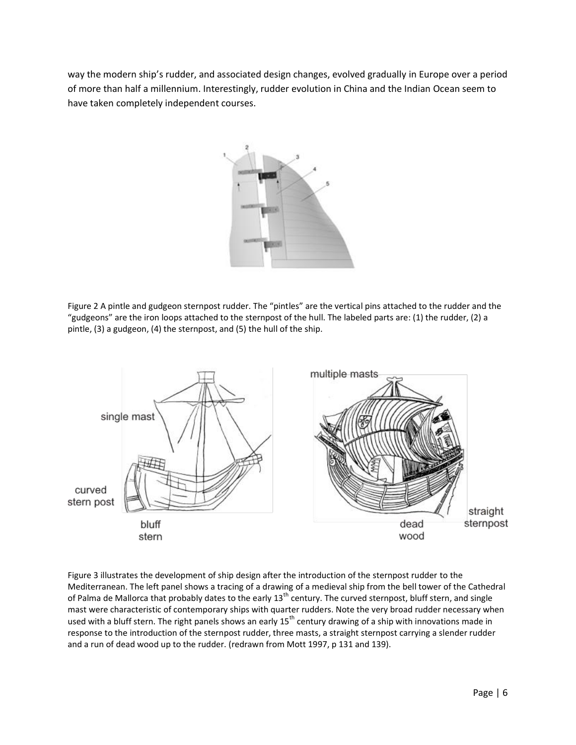way the modern ship's rudder, and associated design changes, evolved gradually in Europe over a period of more than half a millennium. Interestingly, rudder evolution in China and the Indian Ocean seem to have taken completely independent courses.

Figure 2 A pintle and gudgeon sternpost rudder. The "pintles" are the vertical pins attached to the rudder and the "gudgeons" are the iron loops attached to the sternpost of the hull. The labeled parts are: (1) the rudder, (2) a pintle, (3) a gudgeon, (4) the sternpost, and (5) the hull of the ship.

Figure 3 illustrates the development of ship design after the introduction of the sternpost rudder to the Mediterranean. The left panel shows a tracing of a drawing of a medieval ship from the bell tower of the Cathedral of Palma de Mallorca that probably dates to the early 13th century. The curved sternpost, bluff stern, and single mast were characteristic of contemporary ships with quarter rudders. Note the very broad rudder necessary when used with a bluff stern. The right panels shows an early 15th century drawing of a ship with innovations made in response to the introduction of the sternpost rudder, three masts, a straight sternpost carrying a slender rudder and a run of dead wood up to the rudder. (redrawn from Mott 1997, p 131 and 139).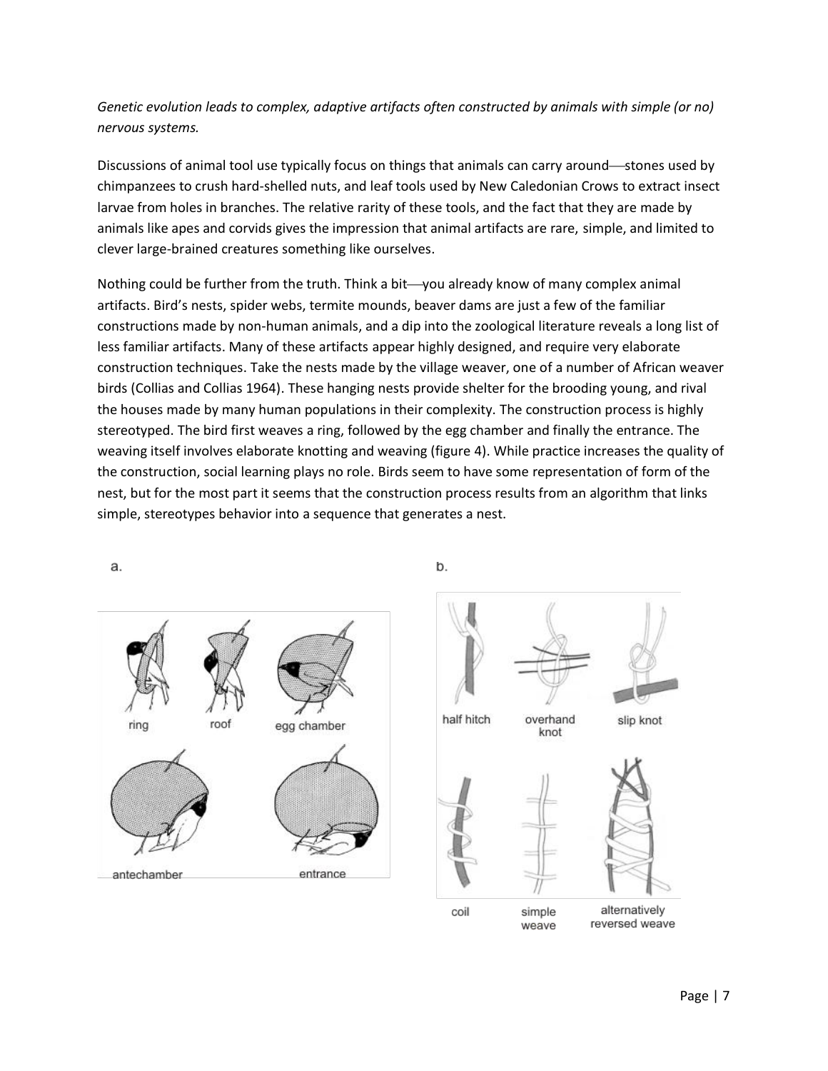*Genetic evolution leads to complex, adaptive artifacts often constructed by animals with simple (or no) nervous systems.*

Discussions of animal tool use typically focus on things that animals can carry around—stones used by chimpanzees to crush hard-shelled nuts, and leaf tools used by New Caledonian Crows to extract insect larvae from holes in branches. The relative rarity of these tools, and the fact that they are made by animals like apes and corvids gives the impression that animal artifacts are rare, simple, and limited to clever large-brained creatures something like ourselves.

Nothing could be further from the truth. Think a bit—you already know of many complex animal artifacts. Bird's nests, spider webs, termite mounds, beaver dams are just a few of the familiar constructions made by non-human animals, and a dip into the zoological literature reveals a long list of less familiar artifacts. Many of these artifacts appear highly designed, and require very elaborate construction techniques. Take the nests made by the village weaver, one of a number of African weaver birds (Collias and Collias 1964). These hanging nests provide shelter for the brooding young, and rival the houses made by many human populations in their complexity. The construction process is highly stereotyped. The bird first weaves a ring, followed by the egg chamber and finally the entrance. The weaving itself involves elaborate knotting and weaving (figure 4). While practice increases the quality of the construction, social learning plays no role. Birds seem to have some representation of form of the nest, but for the most part it seems that the construction process results from an algorithm that links simple, stereotypes behavior into a sequence that generates a nest.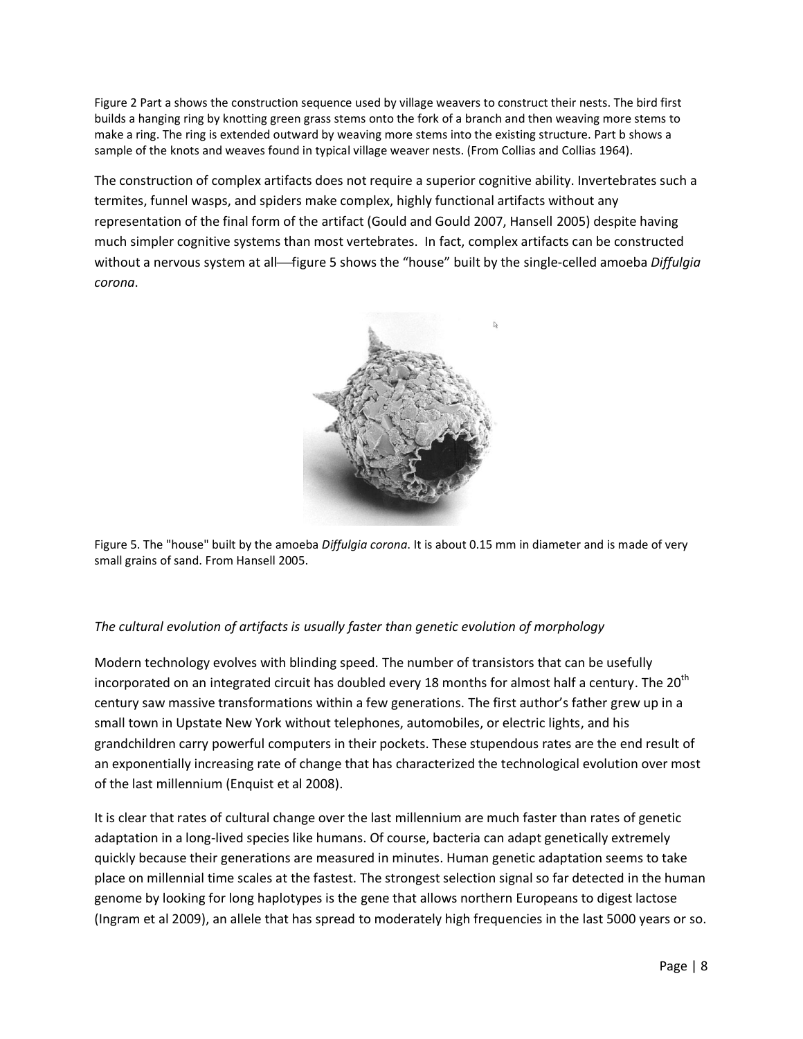Figure 2 Part a shows the construction sequence used by village weavers to construct their nests. The bird first builds a hanging ring by knotting green grass stems onto the fork of a branch and then weaving more stems to make a ring. The ring is extended outward by weaving more stems into the existing structure. Part b shows a sample of the knots and weaves found in typical village weaver nests. (From Collias and Collias 1964).

The construction of complex artifacts does not require a superior cognitive ability. Invertebrates such a termites, funnel wasps, and spiders make complex, highly functional artifacts without any representation of the final form of the artifact (Gould and Gould 2007, Hansell 2005) despite having much simpler cognitive systems than most vertebrates. In fact, complex artifacts can be constructed without a nervous system at all—figure 5 shows the "house" built by the single-celled amoeba *Diffulgia corona*.

Figure 5. The "house" built by the amoeba *Diffulgia corona*. It is about 0.15 mm in diameter and is made of very small grains of sand. From Hansell 2005.

*The cultural evolution of artifacts is usually faster than genetic evolution of morphology*

Modern technology evolves with blinding speed. The number of transistors that can be usefully incorporated on an integrated circuit has doubled every 18 months for almost half a century. The $20^{th}$ century saw massive transformations within a few generations. The first author's father grew up in a small town in Upstate New York without telephones, automobiles, or electric lights, and his grandchildren carry powerful computers in their pockets. These stupendous rates are the end result of an exponentially increasing rate of change that has characterized the technological evolution over most of the last millennium (Enquist et al 2008).

It is clear that rates of cultural change over the last millennium are much faster than rates of genetic adaptation in a long-lived species like humans. Of course, bacteria can adapt genetically extremely quickly because their generations are measured in minutes. Human genetic adaptation seems to take place on millennial time scales at the fastest. The strongest selection signal so far detected in the human genome by looking for long haplotypes is the gene that allows northern Europeans to digest lactose (Ingram et al 2009), an allele that has spread to moderately high frequencies in the last 5000 years or so.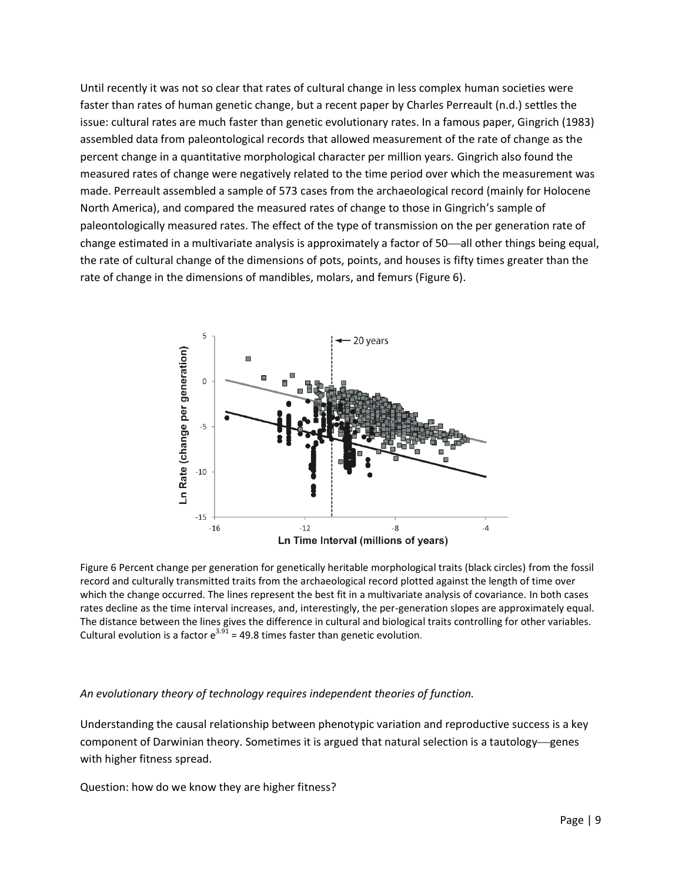Until recently it was not so clear that rates of cultural change in less complex human societies were faster than rates of human genetic change, but a recent paper by Charles Perreault (n.d.) settles the issue: cultural rates are much faster than genetic evolutionary rates. In a famous paper, Gingrich (1983) assembled data from paleontological records that allowed measurement of the rate of change as the percent change in a quantitative morphological character per million years. Gingrich also found the measured rates of change were negatively related to the time period over which the measurement was made. Perreault assembled a sample of 573 cases from the archaeological record (mainly for Holocene North America), and compared the measured rates of change to those in Gingrich's sample of paleontologically measured rates. The effect of the type of transmission on the per generation rate of change estimated in a multivariate analysis is approximately a factor of 50—all other things being equal, the rate of cultural change of the dimensions of pots, points, and houses is fifty times greater than the rate of change in the dimensions of mandibles, molars, and femurs (Figure 6).

Figure 6 Percent change per generation for genetically heritable morphological traits (black circles) from the fossil record and culturally transmitted traits from the archaeological record plotted against the length of time over which the change occurred. The lines represent the best fit in a multivariate analysis of covariance. In both cases rates decline as the time interval increases, and, interestingly, the per-generation slopes are approximately equal. The distance between the lines gives the difference in cultural and biological traits controlling for other variables. Cultural evolution is a factor $e^{3.91} = 49.8$ times faster than genetic evolution.

*An evolutionary theory of technology requires independent theories of function.*

Understanding the causal relationship between phenotypic variation and reproductive success is a key component of Darwinian theory. Sometimes it is argued that natural selection is a tautology—genes with higher fitness spread.

Question: how do we know they are higher fitness?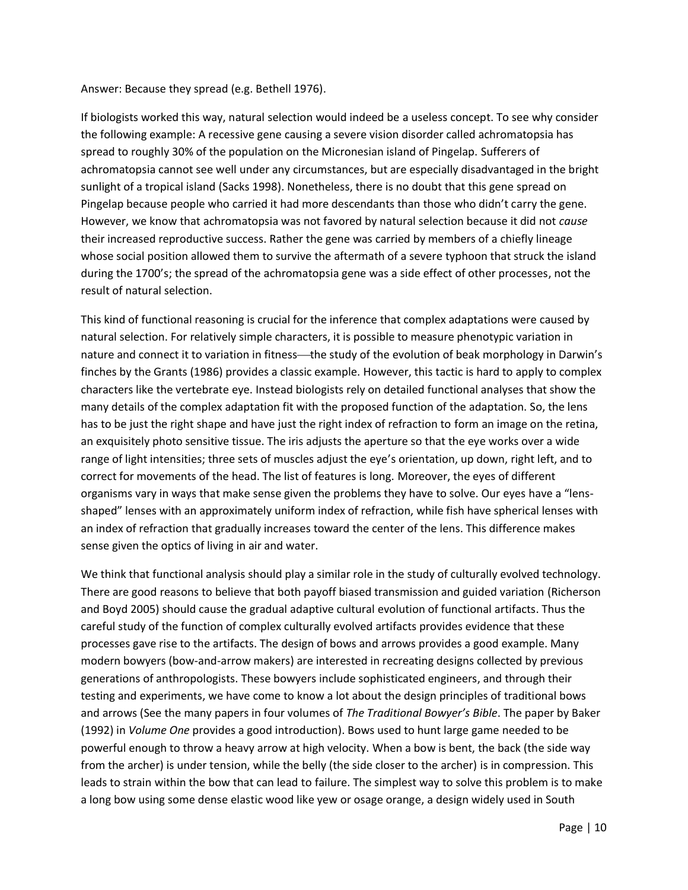Answer: Because they spread (e.g. Bethell 1976).

If biologists worked this way, natural selection would indeed be a useless concept. To see why consider the following example: A recessive gene causing a severe vision disorder called achromatopsia has spread to roughly 30% of the population on the Micronesian island of Pingelap. Sufferers of achromatopsia cannot see well under any circumstances, but are especially disadvantaged in the bright sunlight of a tropical island (Sacks 1998). Nonetheless, there is no doubt that this gene spread on Pingelap because people who carried it had more descendants than those who didn't carry the gene. However, we know that achromatopsia was not favored by natural selection because it did not *cause* their increased reproductive success. Rather the gene was carried by members of a chiefly lineage whose social position allowed them to survive the aftermath of a severe typhoon that struck the island during the 1700's; the spread of the achromatopsia gene was a side effect of other processes, not the result of natural selection.

This kind of functional reasoning is crucial for the inference that complex adaptations were caused by natural selection. For relatively simple characters, it is possible to measure phenotypic variation in nature and connect it to variation in fitness—the study of the evolution of beak morphology in Darwin's finches by the Grants (1986) provides a classic example. However, this tactic is hard to apply to complex characters like the vertebrate eye. Instead biologists rely on detailed functional analyses that show the many details of the complex adaptation fit with the proposed function of the adaptation. So, the lens has to be just the right shape and have just the right index of refraction to form an image on the retina, an exquisitely photo sensitive tissue. The iris adjusts the aperture so that the eye works over a wide range of light intensities; three sets of muscles adjust the eye's orientation, up down, right left, and to correct for movements of the head. The list of features is long. Moreover, the eyes of different organisms vary in ways that make sense given the problems they have to solve. Our eyes have a "lens-shaped" lenses with an approximately uniform index of refraction, while fish have spherical lenses with an index of refraction that gradually increases toward the center of the lens. This difference makes sense given the optics of living in air and water.

We think that functional analysis should play a similar role in the study of culturally evolved technology. There are good reasons to believe that both payoff biased transmission and guided variation (Richerson and Boyd 2005) should cause the gradual adaptive cultural evolution of functional artifacts. Thus the careful study of the function of complex culturally evolved artifacts provides evidence that these processes gave rise to the artifacts. The design of bows and arrows provides a good example. Many modern bowyers (bow-and-arrow makers) are interested in recreating designs collected by previous generations of anthropologists. These bowyers include sophisticated engineers, and through their testing and experiments, we have come to know a lot about the design principles of traditional bows and arrows (See the many papers in four volumes of *The Traditional Bowyer's Bible*. The paper by Baker (1992) in *Volume One* provides a good introduction). Bows used to hunt large game needed to be powerful enough to throw a heavy arrow at high velocity. When a bow is bent, the back (the side way from the archer) is under tension, while the belly (the side closer to the archer) is in compression. This leads to strain within the bow that can lead to failure. The simplest way to solve this problem is to make a long bow using some dense elastic wood like yew or osage orange, a design widely used in South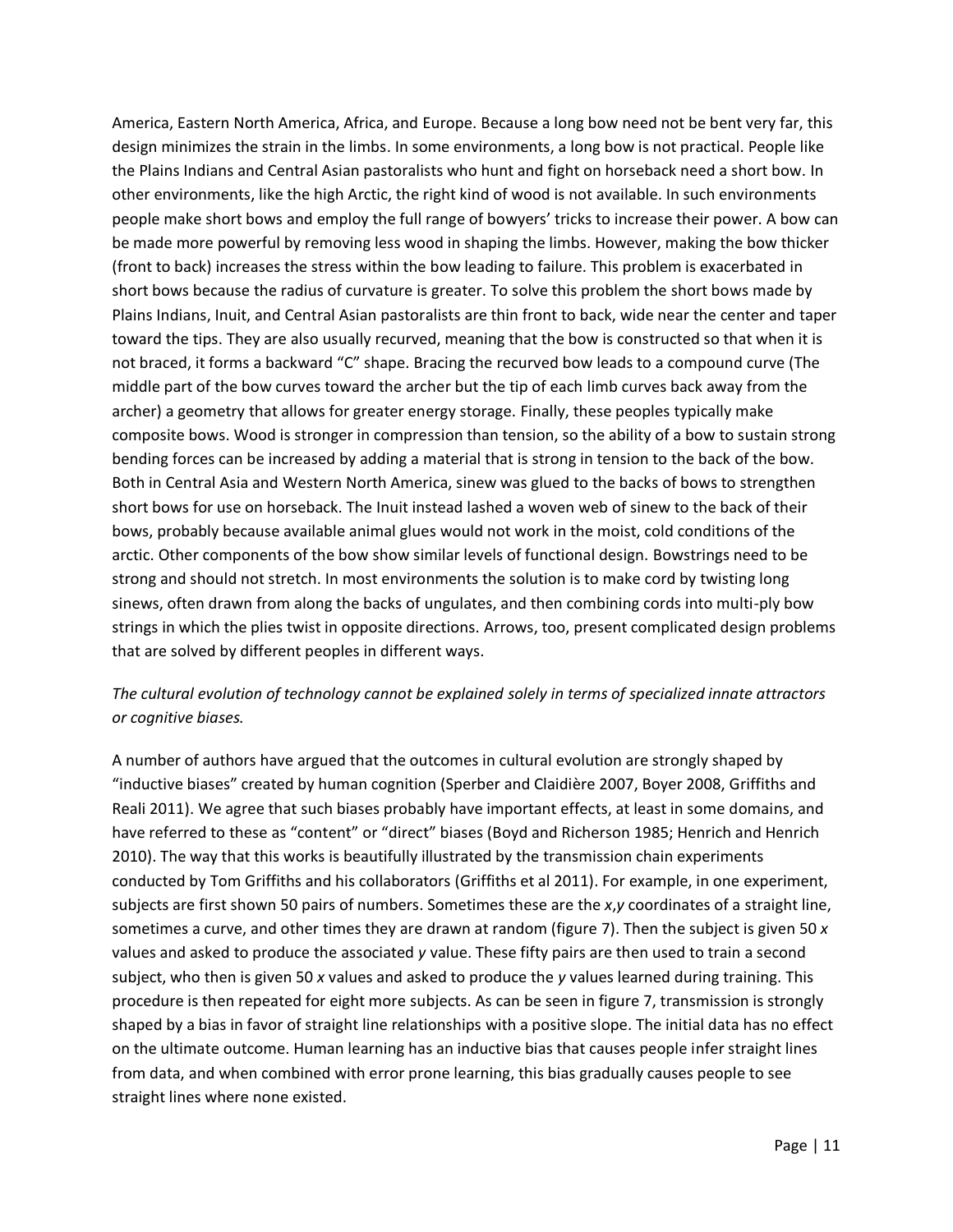America, Eastern North America, Africa, and Europe. Because a long bow need not be bent very far, this design minimizes the strain in the limbs. In some environments, a long bow is not practical. People like the Plains Indians and Central Asian pastoralists who hunt and fight on horseback need a short bow. In other environments, like the high Arctic, the right kind of wood is not available. In such environments people make short bows and employ the full range of bowyers' tricks to increase their power. A bow can be made more powerful by removing less wood in shaping the limbs. However, making the bow thicker (front to back) increases the stress within the bow leading to failure. This problem is exacerbated in short bows because the radius of curvature is greater. To solve this problem the short bows made by Plains Indians, Inuit, and Central Asian pastoralists are thin front to back, wide near the center and taper toward the tips. They are also usually recurved, meaning that the bow is constructed so that when it is not braced, it forms a backward "C" shape. Bracing the recurved bow leads to a compound curve (The middle part of the bow curves toward the archer but the tip of each limb curves back away from the archer) a geometry that allows for greater energy storage. Finally, these peoples typically make composite bows. Wood is stronger in compression than tension, so the ability of a bow to sustain strong bending forces can be increased by adding a material that is strong in tension to the back of the bow. Both in Central Asia and Western North America, sinew was glued to the backs of bows to strengthen short bows for use on horseback. The Inuit instead lashed a woven web of sinew to the back of their bows, probably because available animal glues would not work in the moist, cold conditions of the arctic. Other components of the bow show similar levels of functional design. Bowstrings need to be strong and should not stretch. In most environments the solution is to make cord by twisting long sinews, often drawn from along the backs of ungulates, and then combining cords into multi-ply bow strings in which the plies twist in opposite directions. Arrows, too, present complicated design problems that are solved by different peoples in different ways.

*The cultural evolution of technology cannot be explained solely in terms of specialized innate attractors or cognitive biases.*

A number of authors have argued that the outcomes in cultural evolution are strongly shaped by "inductive biases" created by human cognition (Sperber and Claidière 2007, Boyer 2008, Griffiths and Reali 2011). We agree that such biases probably have important effects, at least in some domains, and have referred to these as "content" or "direct" biases (Boyd and Richerson 1985; Henrich and Henrich 2010). The way that this works is beautifully illustrated by the transmission chain experiments conducted by Tom Griffiths and his collaborators (Griffiths et al 2011). For example, in one experiment, subjects are first shown 50 pairs of numbers. Sometimes these are the *x*,*y* coordinates of a straight line, sometimes a curve, and other times they are drawn at random (figure 7). Then the subject is given 50 *x* values and asked to produce the associated *y* value. These fifty pairs are then used to train a second subject, who then is given 50 *x* values and asked to produce the *y* values learned during training. This procedure is then repeated for eight more subjects. As can be seen in figure 7, transmission is strongly shaped by a bias in favor of straight line relationships with a positive slope. The initial data has no effect on the ultimate outcome. Human learning has an inductive bias that causes people infer straight lines from data, and when combined with error prone learning, this bias gradually causes people to see straight lines where none existed.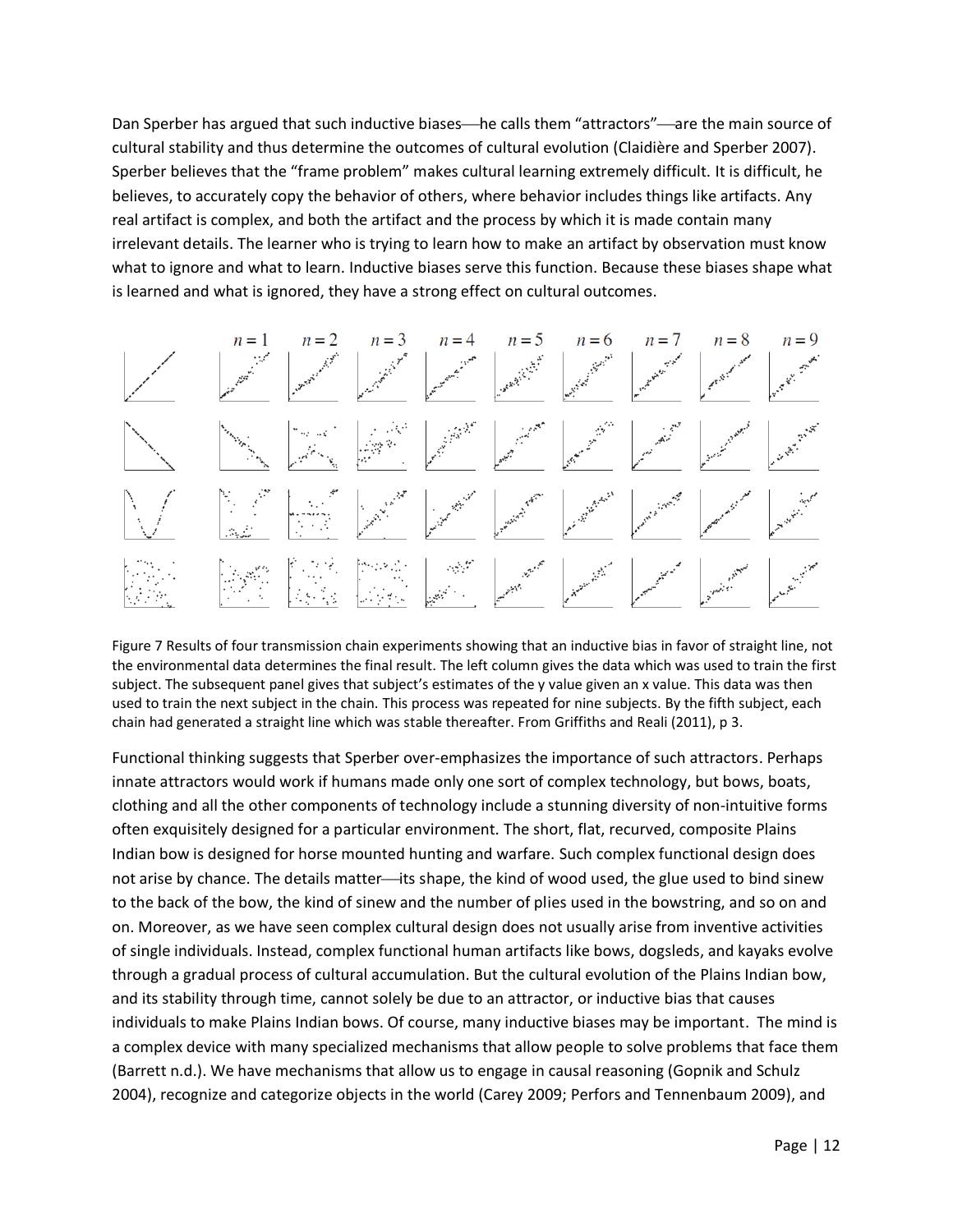Dan Sperber has argued that such inductive biases—he calls them "attractors"—are the main source of cultural stability and thus determine the outcomes of cultural evolution (Claidière and Sperber 2007). Sperber believes that the "frame problem" makes cultural learning extremely difficult. It is difficult, he believes, to accurately copy the behavior of others, where behavior includes things like artifacts. Any real artifact is complex, and both the artifact and the process by which it is made contain many irrelevant details. The learner who is trying to learn how to make an artifact by observation must know what to ignore and what to learn. Inductive biases serve this function. Because these biases shape what is learned and what is ignored, they have a strong effect on cultural outcomes.

Figure 7 Results of four transmission chain experiments showing that an inductive bias in favor of straight line, not the environmental data determines the final result. The left column gives the data which was used to train the first subject. The subsequent panel gives that subject's estimates of the y value given an x value. This data was then used to train the next subject in the chain. This process was repeated for nine subjects. By the fifth subject, each chain had generated a straight line which was stable thereafter. From Griffiths and Reali (2011), p 3.

Functional thinking suggests that Sperber over-emphasizes the importance of such attractors. Perhaps innate attractors would work if humans made only one sort of complex technology, but bows, boats, clothing and all the other components of technology include a stunning diversity of non-intuitive forms often exquisitely designed for a particular environment. The short, flat, recurved, composite Plains Indian bow is designed for horse mounted hunting and warfare. Such complex functional design does not arise by chance. The details matter—its shape, the kind of wood used, the glue used to bind sinew to the back of the bow, the kind of sinew and the number of plies used in the bowstring, and so on and on. Moreover, as we have seen complex cultural design does not usually arise from inventive activities of single individuals. Instead, complex functional human artifacts like bows, dogsleds, and kayaks evolve through a gradual process of cultural accumulation. But the cultural evolution of the Plains Indian bow, and its stability through time, cannot solely be due to an attractor, or inductive bias that causes individuals to make Plains Indian bows. Of course, many inductive biases may be important. The mind is a complex device with many specialized mechanisms that allow people to solve problems that face them (Barrett n.d.). We have mechanisms that allow us to engage in causal reasoning (Gopnik and Schulz 2004), recognize and categorize objects in the world (Carey 2009; Perfors and Tennenbaum 2009), and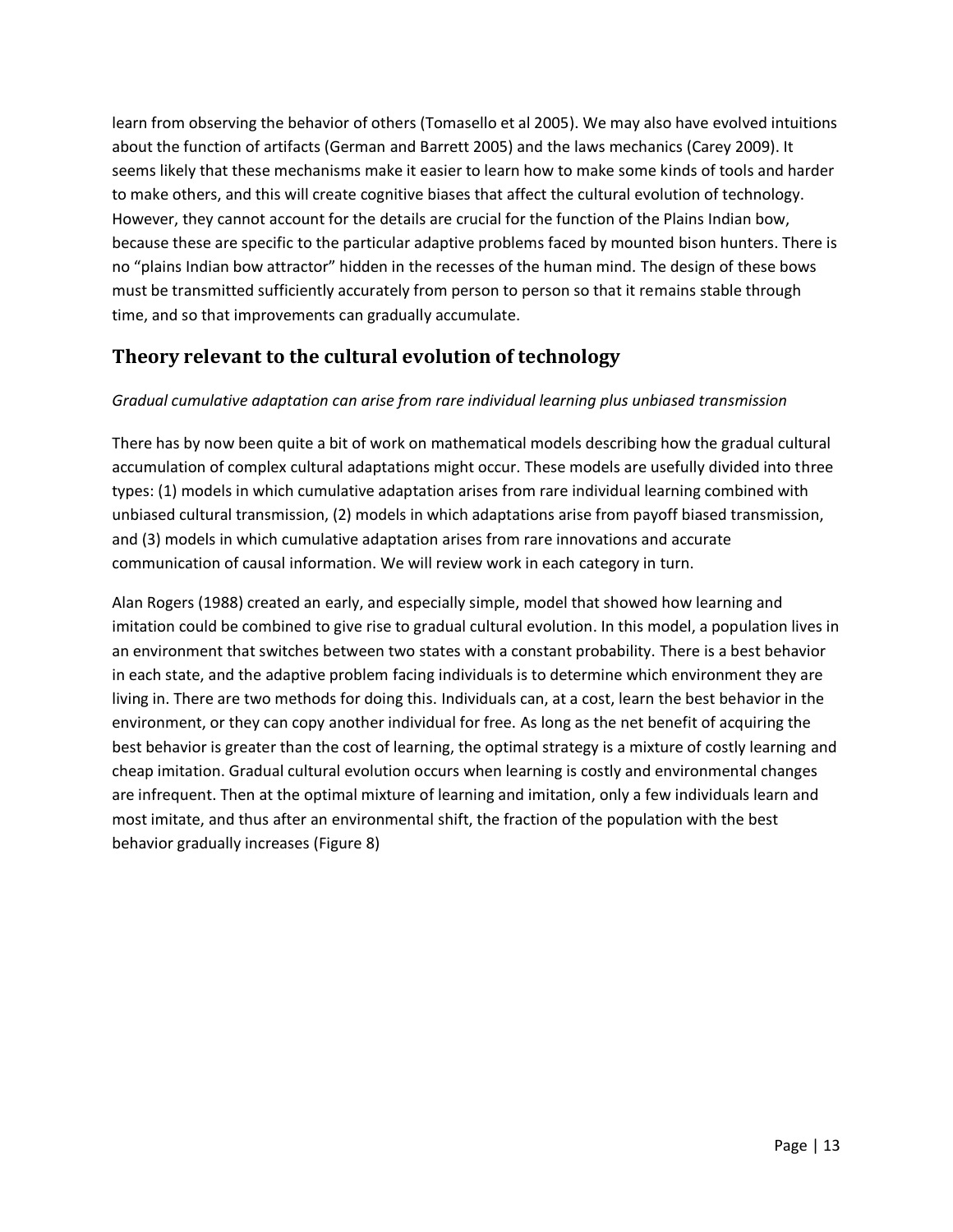learn from observing the behavior of others (Tomasello et al 2005). We may also have evolved intuitions about the function of artifacts (German and Barrett 2005) and the laws mechanics (Carey 2009). It seems likely that these mechanisms make it easier to learn how to make some kinds of tools and harder to make others, and this will create cognitive biases that affect the cultural evolution of technology. However, they cannot account for the details are crucial for the function of the Plains Indian bow, because these are specific to the particular adaptive problems faced by mounted bison hunters. There is no "plains Indian bow attractor" hidden in the recesses of the human mind. The design of these bows must be transmitted sufficiently accurately from person to person so that it remains stable through time, and so that improvements can gradually accumulate.

## Theory relevant to the cultural evolution of technology

*Gradual cumulative adaptation can arise from rare individual learning plus unbiased transmission*

There has by now been quite a bit of work on mathematical models describing how the gradual cultural accumulation of complex cultural adaptations might occur. These models are usefully divided into three types: (1) models in which cumulative adaptation arises from rare individual learning combined with unbiased cultural transmission, (2) models in which adaptations arise from payoff biased transmission, and (3) models in which cumulative adaptation arises from rare innovations and accurate communication of causal information. We will review work in each category in turn.

Alan Rogers (1988) created an early, and especially simple, model that showed how learning and imitation could be combined to give rise to gradual cultural evolution. In this model, a population lives in an environment that switches between two states with a constant probability. There is a best behavior in each state, and the adaptive problem facing individuals is to determine which environment they are living in. There are two methods for doing this. Individuals can, at a cost, learn the best behavior in the environment, or they can copy another individual for free. As long as the net benefit of acquiring the best behavior is greater than the cost of learning, the optimal strategy is a mixture of costly learning and cheap imitation. Gradual cultural evolution occurs when learning is costly and environmental changes are infrequent. Then at the optimal mixture of learning and imitation, only a few individuals learn and most imitate, and thus after an environmental shift, the fraction of the population with the best behavior gradually increases (Figure 8)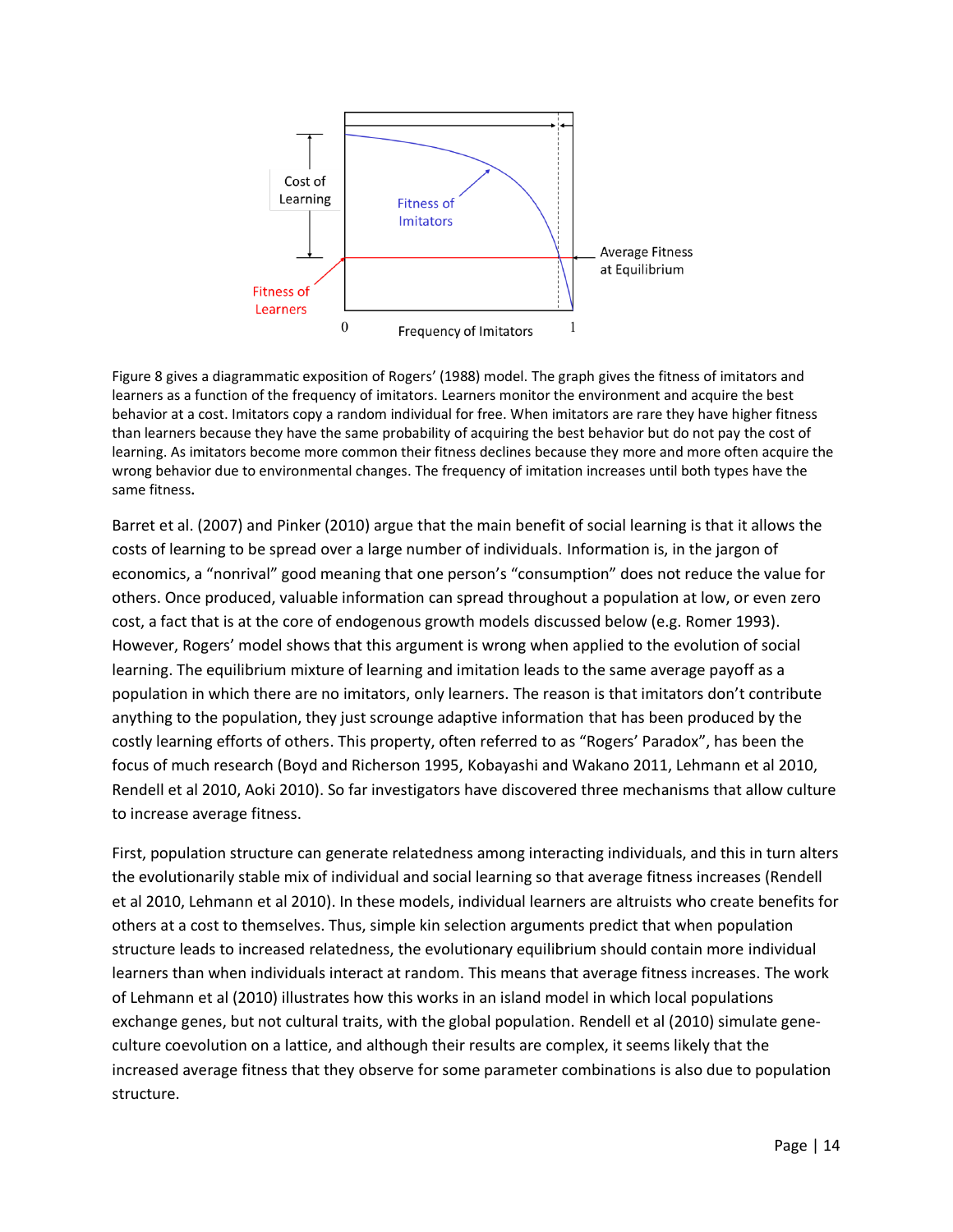Figure 8 gives a diagrammatic exposition of Rogers' (1988) model. The graph gives the fitness of imitators and learners as a function of the frequency of imitators. Learners monitor the environment and acquire the best behavior at a cost. Imitators copy a random individual for free. When imitators are rare they have higher fitness than learners because they have the same probability of acquiring the best behavior but do not pay the cost of learning. As imitators become more common their fitness declines because they more and more often acquire the wrong behavior due to environmental changes. The frequency of imitation increases until both types have the same fitness.

Barret et al. (2007) and Pinker (2010) argue that the main benefit of social learning is that it allows the costs of learning to be spread over a large number of individuals. Information is, in the jargon of economics, a "nonrival" good meaning that one person's "consumption" does not reduce the value for others. Once produced, valuable information can spread throughout a population at low, or even zero cost, a fact that is at the core of endogenous growth models discussed below (e.g. Romer 1993). However, Rogers' model shows that this argument is wrong when applied to the evolution of social learning. The equilibrium mixture of learning and imitation leads to the same average payoff as a population in which there are no imitators, only learners. The reason is that imitators don't contribute anything to the population, they just scrounge adaptive information that has been produced by the costly learning efforts of others. This property, often referred to as "Rogers' Paradox", has been the focus of much research (Boyd and Richerson 1995, Kobayashi and Wakano 2011, Lehmann et al 2010, Rendell et al 2010, Aoki 2010). So far investigators have discovered three mechanisms that allow culture to increase average fitness.

First, population structure can generate relatedness among interacting individuals, and this in turn alters the evolutionarily stable mix of individual and social learning so that average fitness increases (Rendell et al 2010, Lehmann et al 2010). In these models, individual learners are altruists who create benefits for others at a cost to themselves. Thus, simple kin selection arguments predict that when population structure leads to increased relatedness, the evolutionary equilibrium should contain more individual learners than when individuals interact at random. This means that average fitness increases. The work of Lehmann et al (2010) illustrates how this works in an island model in which local populations exchange genes, but not cultural traits, with the global population. Rendell et al (2010) simulate gene-culture coevolution on a lattice, and although their results are complex, it seems likely that the increased average fitness that they observe for some parameter combinations is also due to population structure.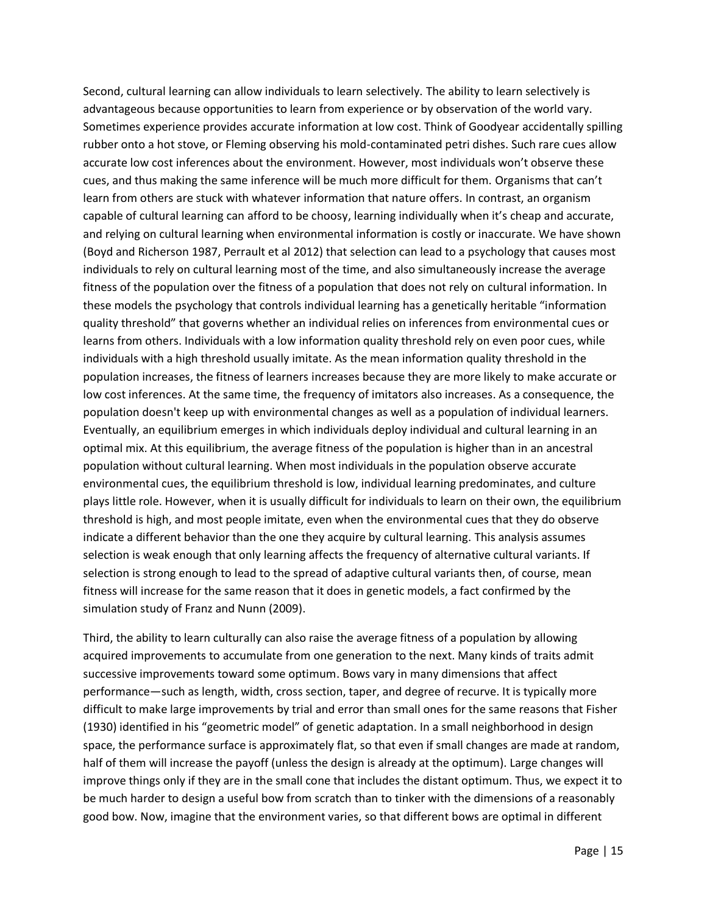Second, cultural learning can allow individuals to learn selectively. The ability to learn selectively is advantageous because opportunities to learn from experience or by observation of the world vary. Sometimes experience provides accurate information at low cost. Think of Goodyear accidentally spilling rubber onto a hot stove, or Fleming observing his mold-contaminated petri dishes. Such rare cues allow accurate low cost inferences about the environment. However, most individuals won't observe these cues, and thus making the same inference will be much more difficult for them. Organisms that can't learn from others are stuck with whatever information that nature offers. In contrast, an organism capable of cultural learning can afford to be choosy, learning individually when it's cheap and accurate, and relying on cultural learning when environmental information is costly or inaccurate. We have shown (Boyd and Richerson 1987, Perrault et al 2012) that selection can lead to a psychology that causes most individuals to rely on cultural learning most of the time, and also simultaneously increase the average fitness of the population over the fitness of a population that does not rely on cultural information. In these models the psychology that controls individual learning has a genetically heritable "information quality threshold" that governs whether an individual relies on inferences from environmental cues or learns from others. Individuals with a low information quality threshold rely on even poor cues, while individuals with a high threshold usually imitate. As the mean information quality threshold in the population increases, the fitness of learners increases because they are more likely to make accurate or low cost inferences. At the same time, the frequency of imitators also increases. As a consequence, the population doesn't keep up with environmental changes as well as a population of individual learners. Eventually, an equilibrium emerges in which individuals deploy individual and cultural learning in an optimal mix. At this equilibrium, the average fitness of the population is higher than in an ancestral population without cultural learning. When most individuals in the population observe accurate environmental cues, the equilibrium threshold is low, individual learning predominates, and culture plays little role. However, when it is usually difficult for individuals to learn on their own, the equilibrium threshold is high, and most people imitate, even when the environmental cues that they do observe indicate a different behavior than the one they acquire by cultural learning. This analysis assumes selection is weak enough that only learning affects the frequency of alternative cultural variants. If selection is strong enough to lead to the spread of adaptive cultural variants then, of course, mean fitness will increase for the same reason that it does in genetic models, a fact confirmed by the simulation study of Franz and Nunn (2009).

Third, the ability to learn culturally can also raise the average fitness of a population by allowing acquired improvements to accumulate from one generation to the next. Many kinds of traits admit successive improvements toward some optimum. Bows vary in many dimensions that affect performance—such as length, width, cross section, taper, and degree of recurve. It is typically more difficult to make large improvements by trial and error than small ones for the same reasons that Fisher (1930) identified in his "geometric model" of genetic adaptation. In a small neighborhood in design space, the performance surface is approximately flat, so that even if small changes are made at random, half of them will increase the payoff (unless the design is already at the optimum). Large changes will improve things only if they are in the small cone that includes the distant optimum. Thus, we expect it to be much harder to design a useful bow from scratch than to tinker with the dimensions of a reasonably good bow. Now, imagine that the environment varies, so that different bows are optimal in different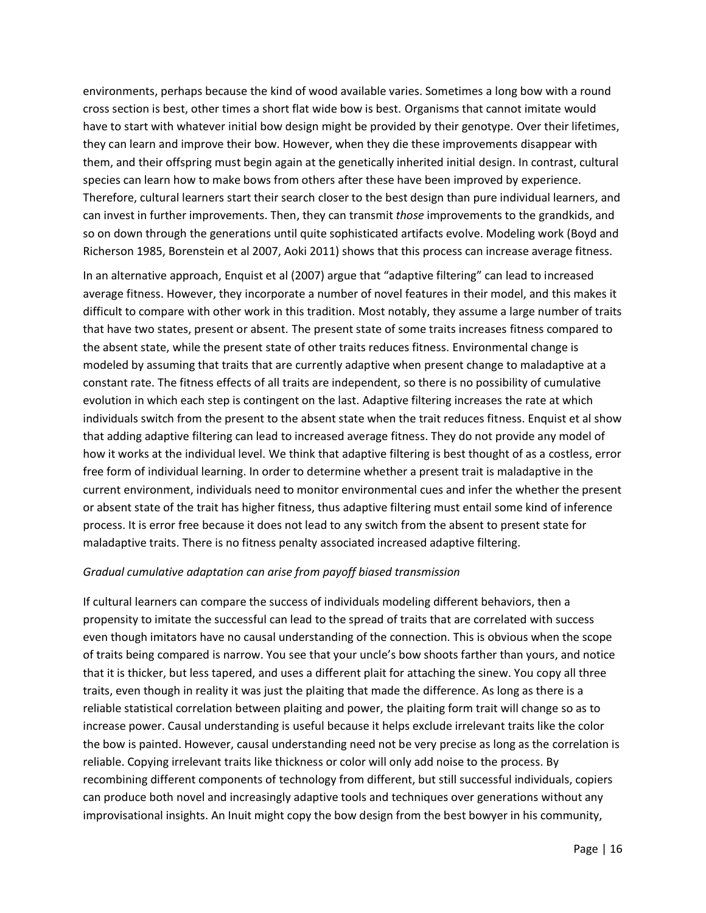environments, perhaps because the kind of wood available varies. Sometimes a long bow with a round cross section is best, other times a short flat wide bow is best. Organisms that cannot imitate would have to start with whatever initial bow design might be provided by their genotype. Over their lifetimes, they can learn and improve their bow. However, when they die these improvements disappear with them, and their offspring must begin again at the genetically inherited initial design. In contrast, cultural species can learn how to make bows from others after these have been improved by experience. Therefore, cultural learners start their search closer to the best design than pure individual learners, and can invest in further improvements. Then, they can transmit *those* improvements to the grandkids, and so on down through the generations until quite sophisticated artifacts evolve. Modeling work (Boyd and Richerson 1985, Borenstein et al 2007, Aoki 2011) shows that this process can increase average fitness.

In an alternative approach, Enquist et al (2007) argue that "adaptive filtering" can lead to increased average fitness. However, they incorporate a number of novel features in their model, and this makes it difficult to compare with other work in this tradition. Most notably, they assume a large number of traits that have two states, present or absent. The present state of some traits increases fitness compared to the absent state, while the present state of other traits reduces fitness. Environmental change is modeled by assuming that traits that are currently adaptive when present change to maladaptive at a constant rate. The fitness effects of all traits are independent, so there is no possibility of cumulative evolution in which each step is contingent on the last. Adaptive filtering increases the rate at which individuals switch from the present to the absent state when the trait reduces fitness. Enquist et al show that adding adaptive filtering can lead to increased average fitness. They do not provide any model of how it works at the individual level. We think that adaptive filtering is best thought of as a costless, error free form of individual learning. In order to determine whether a present trait is maladaptive in the current environment, individuals need to monitor environmental cues and infer the whether the present or absent state of the trait has higher fitness, thus adaptive filtering must entail some kind of inference process. It is error free because it does not lead to any switch from the absent to present state for maladaptive traits. There is no fitness penalty associated increased adaptive filtering.

*Gradual cumulative adaptation can arise from payoff biased transmission*

If cultural learners can compare the success of individuals modeling different behaviors, then a propensity to imitate the successful can lead to the spread of traits that are correlated with success even though imitators have no causal understanding of the connection. This is obvious when the scope of traits being compared is narrow. You see that your uncle's bow shoots farther than yours, and notice that it is thicker, but less tapered, and uses a different plait for attaching the sinew. You copy all three traits, even though in reality it was just the plaiting that made the difference. As long as there is a reliable statistical correlation between plaiting and power, the plaiting form trait will change so as to increase power. Causal understanding is useful because it helps exclude irrelevant traits like the color the bow is painted. However, causal understanding need not be very precise as long as the correlation is reliable. Copying irrelevant traits like thickness or color will only add noise to the process. By recombining different components of technology from different, but still successful individuals, copiers can produce both novel and increasingly adaptive tools and techniques over generations without any improvisational insights. An Inuit might copy the bow design from the best bowyer in his community,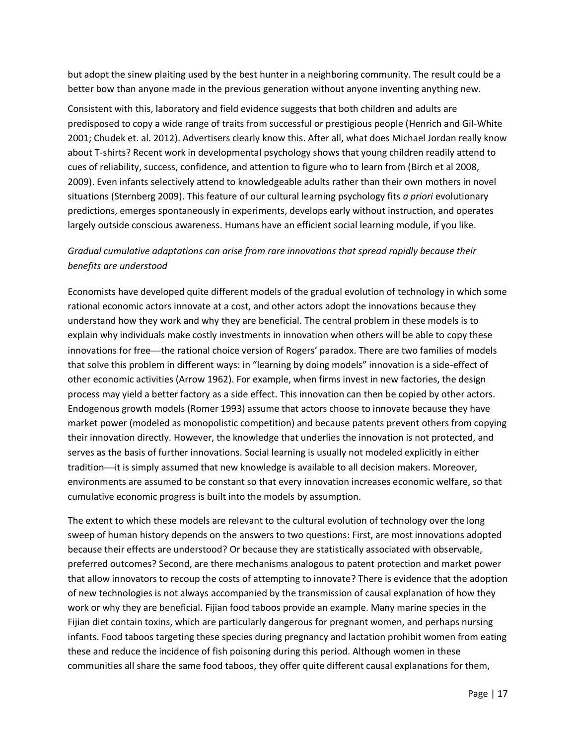but adopt the sinew plaiting used by the best hunter in a neighboring community. The result could be a better bow than anyone made in the previous generation without anyone inventing anything new.

Consistent with this, laboratory and field evidence suggests that both children and adults are predisposed to copy a wide range of traits from successful or prestigious people (Henrich and Gil-White 2001; Chudek et. al. 2012). Advertisers clearly know this. After all, what does Michael Jordan really know about T-shirts? Recent work in developmental psychology shows that young children readily attend to cues of reliability, success, confidence, and attention to figure who to learn from (Birch et al 2008, 2009). Even infants selectively attend to knowledgeable adults rather than their own mothers in novel situations (Sternberg 2009). This feature of our cultural learning psychology fits *a priori* evolutionary predictions, emerges spontaneously in experiments, develops early without instruction, and operates largely outside conscious awareness. Humans have an efficient social learning module, if you like.

*Gradual cumulative adaptations can arise from rare innovations that spread rapidly because their benefits are understood*

Economists have developed quite different models of the gradual evolution of technology in which some rational economic actors innovate at a cost, and other actors adopt the innovations because they understand how they work and why they are beneficial. The central problem in these models is to explain why individuals make costly investments in innovation when others will be able to copy these innovations for free—the rational choice version of Rogers' paradox. There are two families of models that solve this problem in different ways: in "learning by doing models" innovation is a side-effect of other economic activities (Arrow 1962). For example, when firms invest in new factories, the design process may yield a better factory as a side effect. This innovation can then be copied by other actors. Endogenous growth models (Romer 1993) assume that actors choose to innovate because they have market power (modeled as monopolistic competition) and because patents prevent others from copying their innovation directly. However, the knowledge that underlies the innovation is not protected, and serves as the basis of further innovations. Social learning is usually not modeled explicitly in either tradition—it is simply assumed that new knowledge is available to all decision makers. Moreover, environments are assumed to be constant so that every innovation increases economic welfare, so that cumulative economic progress is built into the models by assumption.

The extent to which these models are relevant to the cultural evolution of technology over the long sweep of human history depends on the answers to two questions: First, are most innovations adopted because their effects are understood? Or because they are statistically associated with observable, preferred outcomes? Second, are there mechanisms analogous to patent protection and market power that allow innovators to recoup the costs of attempting to innovate? There is evidence that the adoption of new technologies is not always accompanied by the transmission of causal explanation of how they work or why they are beneficial. Fijian food taboos provide an example. Many marine species in the Fijian diet contain toxins, which are particularly dangerous for pregnant women, and perhaps nursing infants. Food taboos targeting these species during pregnancy and lactation prohibit women from eating these and reduce the incidence of fish poisoning during this period. Although women in these communities all share the same food taboos, they offer quite different causal explanations for them,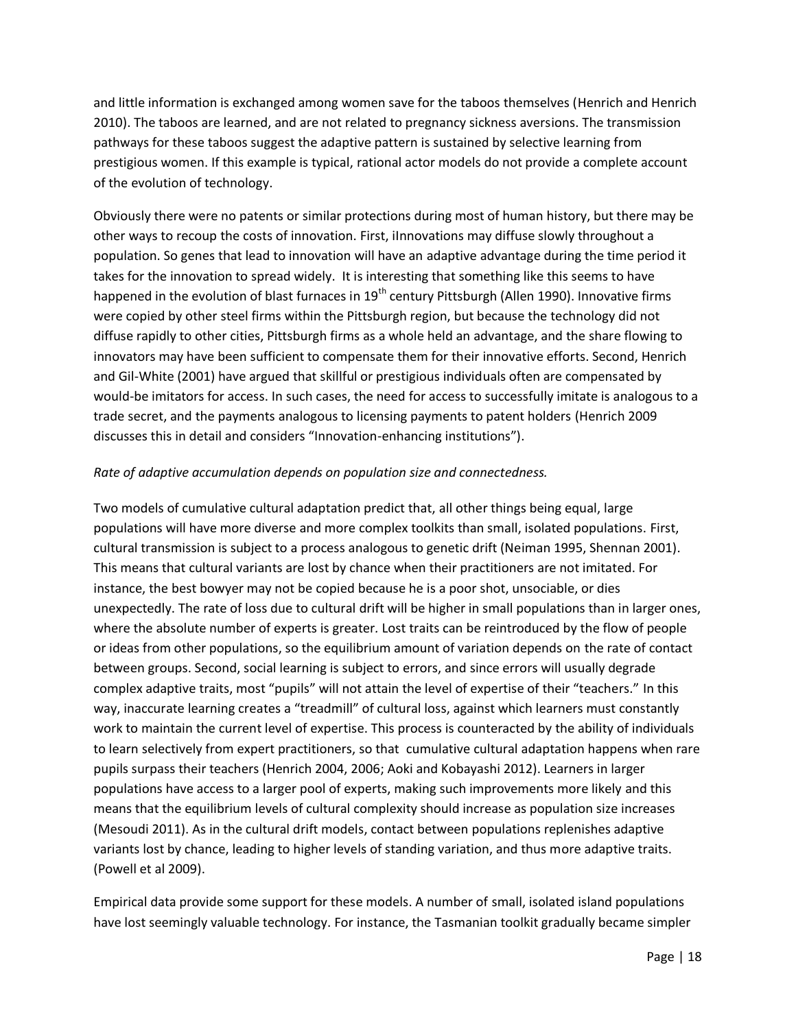and little information is exchanged among women save for the taboos themselves (Henrich and Henrich 2010). The taboos are learned, and are not related to pregnancy sickness aversions. The transmission pathways for these taboos suggest the adaptive pattern is sustained by selective learning from prestigious women. If this example is typical, rational actor models do not provide a complete account of the evolution of technology.

Obviously there were no patents or similar protections during most of human history, but there may be other ways to recoup the costs of innovation. First, iInnovations may diffuse slowly throughout a population. So genes that lead to innovation will have an adaptive advantage during the time period it takes for the innovation to spread widely. It is interesting that something like this seems to have happened in the evolution of blast furnaces in 19th century Pittsburgh (Allen 1990). Innovative firms were copied by other steel firms within the Pittsburgh region, but because the technology did not diffuse rapidly to other cities, Pittsburgh firms as a whole held an advantage, and the share flowing to innovators may have been sufficient to compensate them for their innovative efforts. Second, Henrich and Gil-White (2001) have argued that skillful or prestigious individuals often are compensated by would-be imitators for access. In such cases, the need for access to successfully imitate is analogous to a trade secret, and the payments analogous to licensing payments to patent holders (Henrich 2009 discusses this in detail and considers "Innovation-enhancing institutions").

*Rate of adaptive accumulation depends on population size and connectedness.*

Two models of cumulative cultural adaptation predict that, all other things being equal, large populations will have more diverse and more complex toolkits than small, isolated populations. First, cultural transmission is subject to a process analogous to genetic drift (Neiman 1995, Shennan 2001). This means that cultural variants are lost by chance when their practitioners are not imitated. For instance, the best bowyer may not be copied because he is a poor shot, unsociable, or dies unexpectedly. The rate of loss due to cultural drift will be higher in small populations than in larger ones, where the absolute number of experts is greater. Lost traits can be reintroduced by the flow of people or ideas from other populations, so the equilibrium amount of variation depends on the rate of contact between groups. Second, social learning is subject to errors, and since errors will usually degrade complex adaptive traits, most "pupils" will not attain the level of expertise of their "teachers." In this way, inaccurate learning creates a "treadmill" of cultural loss, against which learners must constantly work to maintain the current level of expertise. This process is counteracted by the ability of individuals to learn selectively from expert practitioners, so that cumulative cultural adaptation happens when rare pupils surpass their teachers (Henrich 2004, 2006; Aoki and Kobayashi 2012). Learners in larger populations have access to a larger pool of experts, making such improvements more likely and this means that the equilibrium levels of cultural complexity should increase as population size increases (Mesoudi 2011). As in the cultural drift models, contact between populations replenishes adaptive variants lost by chance, leading to higher levels of standing variation, and thus more adaptive traits. (Powell et al 2009).

Empirical data provide some support for these models. A number of small, isolated island populations have lost seemingly valuable technology. For instance, the Tasmanian toolkit gradually became simpler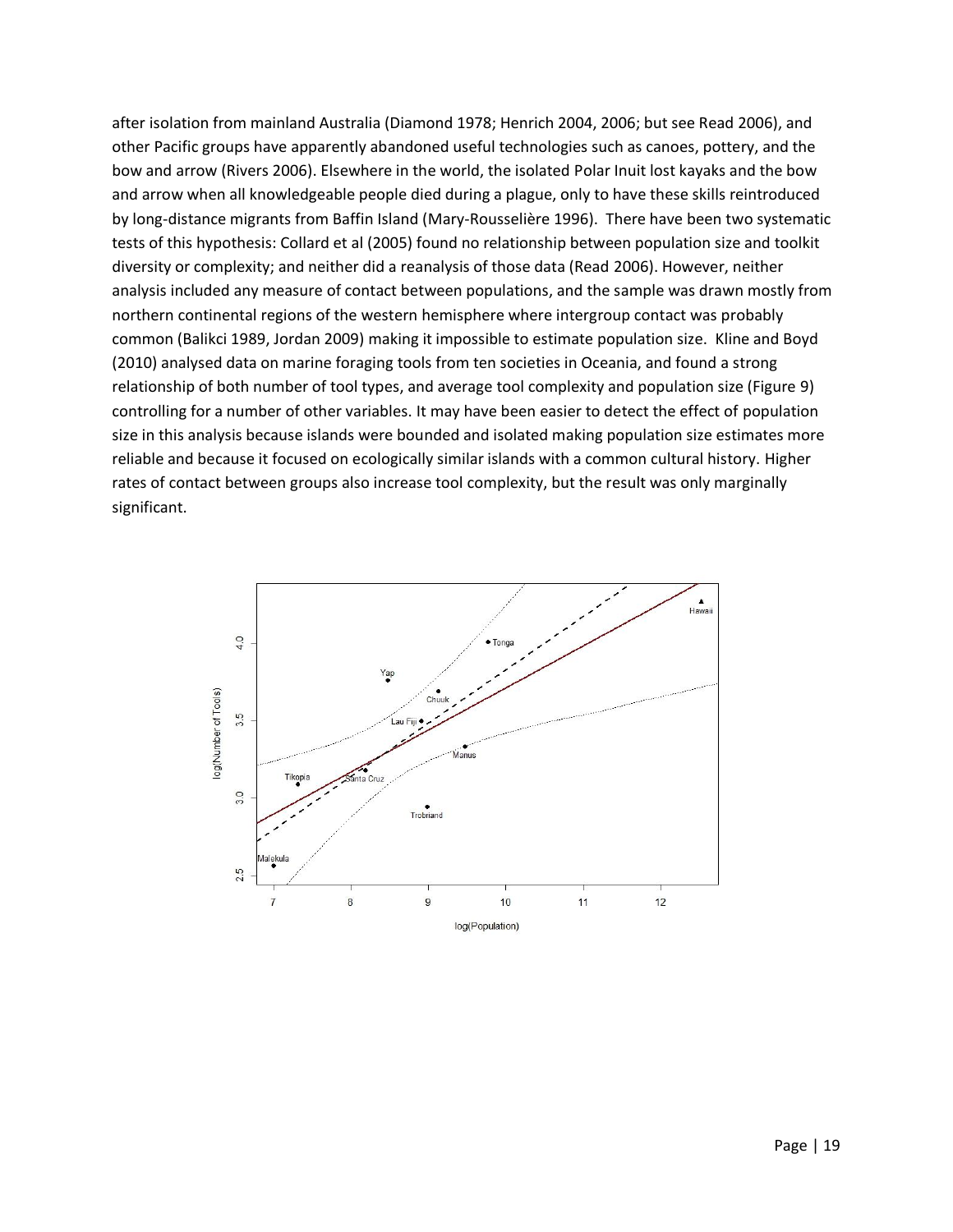after isolation from mainland Australia (Diamond 1978; Henrich 2004, 2006; but see Read 2006), and other Pacific groups have apparently abandoned useful technologies such as canoes, pottery, and the bow and arrow (Rivers 2006). Elsewhere in the world, the isolated Polar Inuit lost kayaks and the bow and arrow when all knowledgeable people died during a plague, only to have these skills reintroduced by long-distance migrants from Baffin Island (Mary-Rousselière 1996). There have been two systematic tests of this hypothesis: Collard et al (2005) found no relationship between population size and toolkit diversity or complexity; and neither did a reanalysis of those data (Read 2006). However, neither analysis included any measure of contact between populations, and the sample was drawn mostly from northern continental regions of the western hemisphere where intergroup contact was probably common (Balikci 1989, Jordan 2009) making it impossible to estimate population size. Kline and Boyd (2010) analysed data on marine foraging tools from ten societies in Oceania, and found a strong relationship of both number of tool types, and average tool complexity and population size (Figure 9) controlling for a number of other variables. It may have been easier to detect the effect of population size in this analysis because islands were bounded and isolated making population size estimates more reliable and because it focused on ecologically similar islands with a common cultural history. Higher rates of contact between groups also increase tool complexity, but the result was only marginally significant.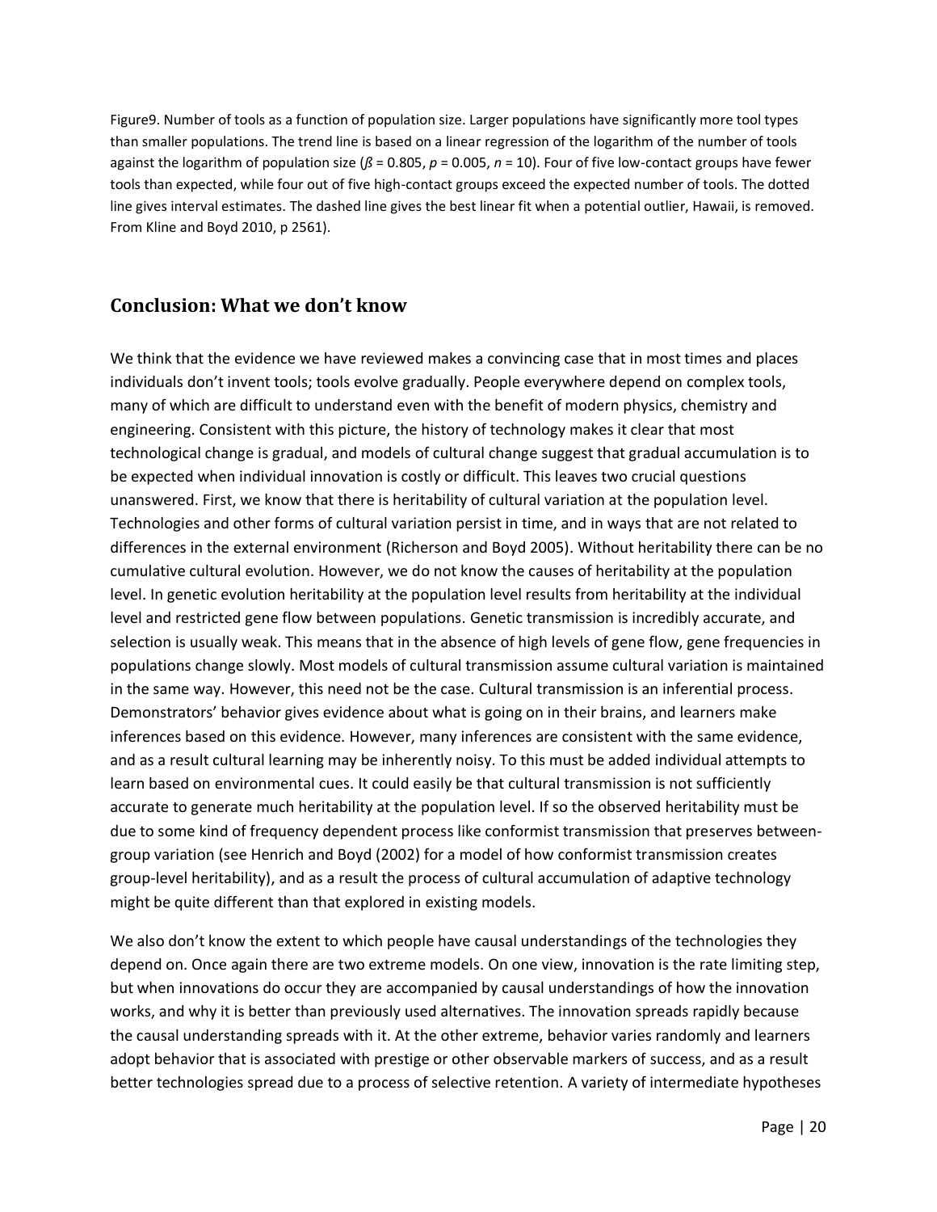Figure9. Number of tools as a function of population size. Larger populations have significantly more tool types than smaller populations. The trend line is based on a linear regression of the logarithm of the number of tools against the logarithm of population size ($\beta = 0.805$, $p = 0.005$, $n = 10$). Four of five low-contact groups have fewer tools than expected, while four out of five high-contact groups exceed the expected number of tools. The dotted line gives interval estimates. The dashed line gives the best linear fit when a potential outlier, Hawaii, is removed. From Kline and Boyd 2010, p 2561).

## Conclusion: What we don't know

We think that the evidence we have reviewed makes a convincing case that in most times and places individuals don't invent tools; tools evolve gradually. People everywhere depend on complex tools, many of which are difficult to understand even with the benefit of modern physics, chemistry and engineering. Consistent with this picture, the history of technology makes it clear that most technological change is gradual, and models of cultural change suggest that gradual accumulation is to be expected when individual innovation is costly or difficult. This leaves two crucial questions unanswered. First, we know that there is heritability of cultural variation at the population level. Technologies and other forms of cultural variation persist in time, and in ways that are not related to differences in the external environment (Richerson and Boyd 2005). Without heritability there can be no cumulative cultural evolution. However, we do not know the causes of heritability at the population level. In genetic evolution heritability at the population level results from heritability at the individual level and restricted gene flow between populations. Genetic transmission is incredibly accurate, and selection is usually weak. This means that in the absence of high levels of gene flow, gene frequencies in populations change slowly. Most models of cultural transmission assume cultural variation is maintained in the same way. However, this need not be the case. Cultural transmission is an inferential process. Demonstrators' behavior gives evidence about what is going on in their brains, and learners make inferences based on this evidence. However, many inferences are consistent with the same evidence, and as a result cultural learning may be inherently noisy. To this must be added individual attempts to learn based on environmental cues. It could easily be that cultural transmission is not sufficiently accurate to generate much heritability at the population level. If so the observed heritability must be due to some kind of frequency dependent process like conformist transmission that preserves between-group variation (see Henrich and Boyd (2002) for a model of how conformist transmission creates group-level heritability), and as a result the process of cultural accumulation of adaptive technology might be quite different than that explored in existing models.

We also don't know the extent to which people have causal understandings of the technologies they depend on. Once again there are two extreme models. On one view, innovation is the rate limiting step, but when innovations do occur they are accompanied by causal understandings of how the innovation works, and why it is better than previously used alternatives. The innovation spreads rapidly because the causal understanding spreads with it. At the other extreme, behavior varies randomly and learners adopt behavior that is associated with prestige or other observable markers of success, and as a result better technologies spread due to a process of selective retention. A variety of intermediate hypotheses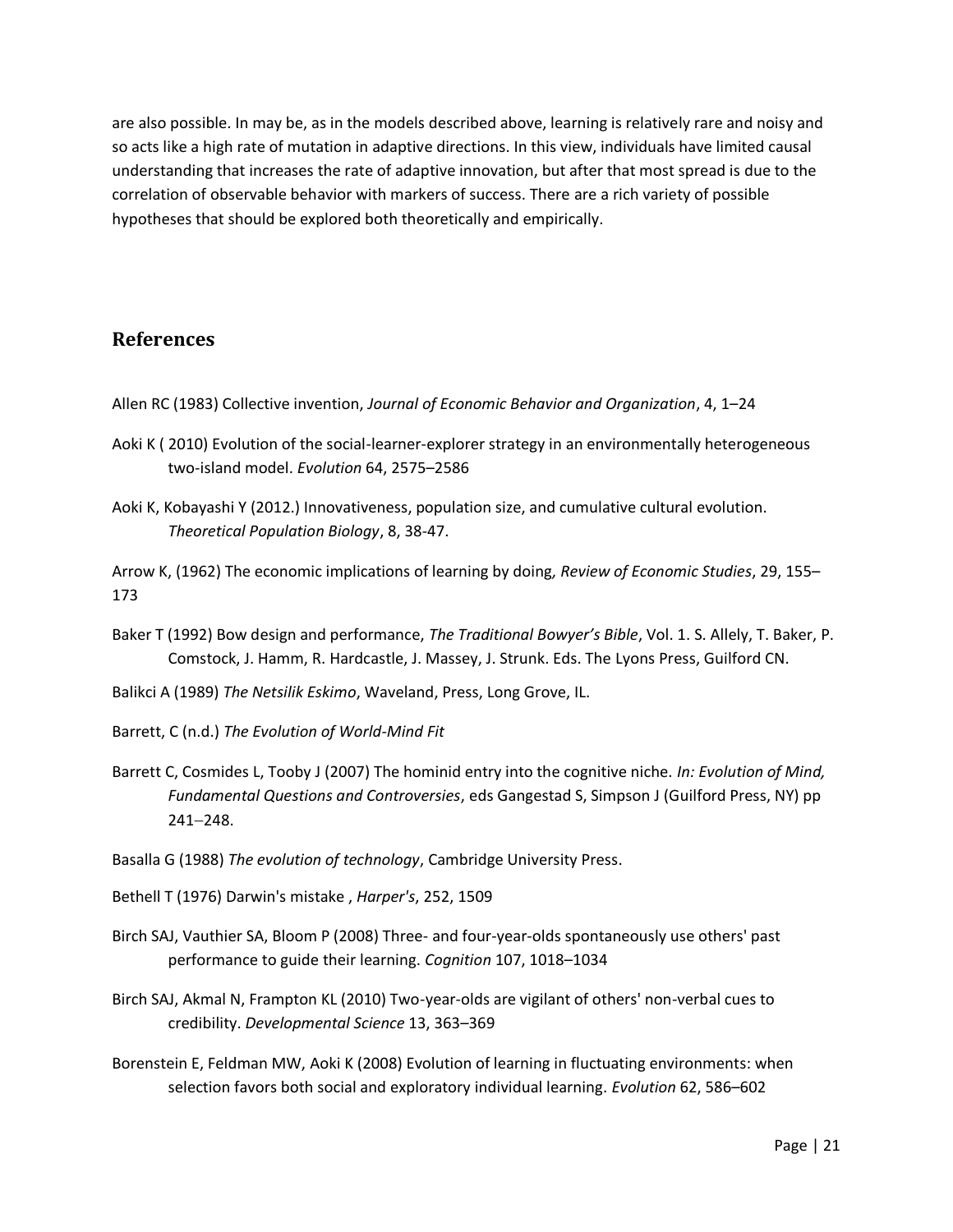are also possible. In may be, as in the models described above, learning is relatively rare and noisy and so acts like a high rate of mutation in adaptive directions. In this view, individuals have limited causal understanding that increases the rate of adaptive innovation, but after that most spread is due to the correlation of observable behavior with markers of success. There are a rich variety of possible hypotheses that should be explored both theoretically and empirically.

## References

Allen RC (1983) Collective invention, *Journal of Economic Behavior and Organization*, 4, 1–24

Aoki K ( 2010) Evolution of the social-learner-explorer strategy in an environmentally heterogeneous two-island model. *Evolution* 64, 2575–2586

Aoki K, Kobayashi Y (2012.) Innovativeness, population size, and cumulative cultural evolution. *Theoretical Population Biology*, 8, 38-47.

Arrow K, (1962) The economic implications of learning by doing*, Review of Economic Studies*, 29, 155–173

Baker T (1992) Bow design and performance, *The Traditional Bowyer's Bible*, Vol. 1. S. Allely, T. Baker, P. Comstock, J. Hamm, R. Hardcastle, J. Massey, J. Strunk. Eds. The Lyons Press, Guilford CN.

Balikci A (1989) *The Netsilik Eskimo*, Waveland, Press, Long Grove, IL.

Barrett, C (n.d.) *The Evolution of World-Mind Fit*

Barrett C, Cosmides L, Tooby J (2007) The hominid entry into the cognitive niche. *In: Evolution of Mind, Fundamental Questions and Controversies*, eds Gangestad S, Simpson J (Guilford Press, NY) pp 241–248.

Basalla G (1988) *The evolution of technology*, Cambridge University Press.

Bethell T (1976) Darwin's mistake , *Harper's*, 252, 1509

Birch SAJ, Vauthier SA, Bloom P (2008) Three- and four-year-olds spontaneously use others' past performance to guide their learning. *Cognition* 107, 1018–1034

Birch SAJ, Akmal N, Frampton KL (2010) Two-year-olds are vigilant of others' non-verbal cues to credibility. *Developmental Science* 13, 363–369

Borenstein E, Feldman MW, Aoki K (2008) Evolution of learning in fluctuating environments: when selection favors both social and exploratory individual learning. *Evolution* 62, 586–602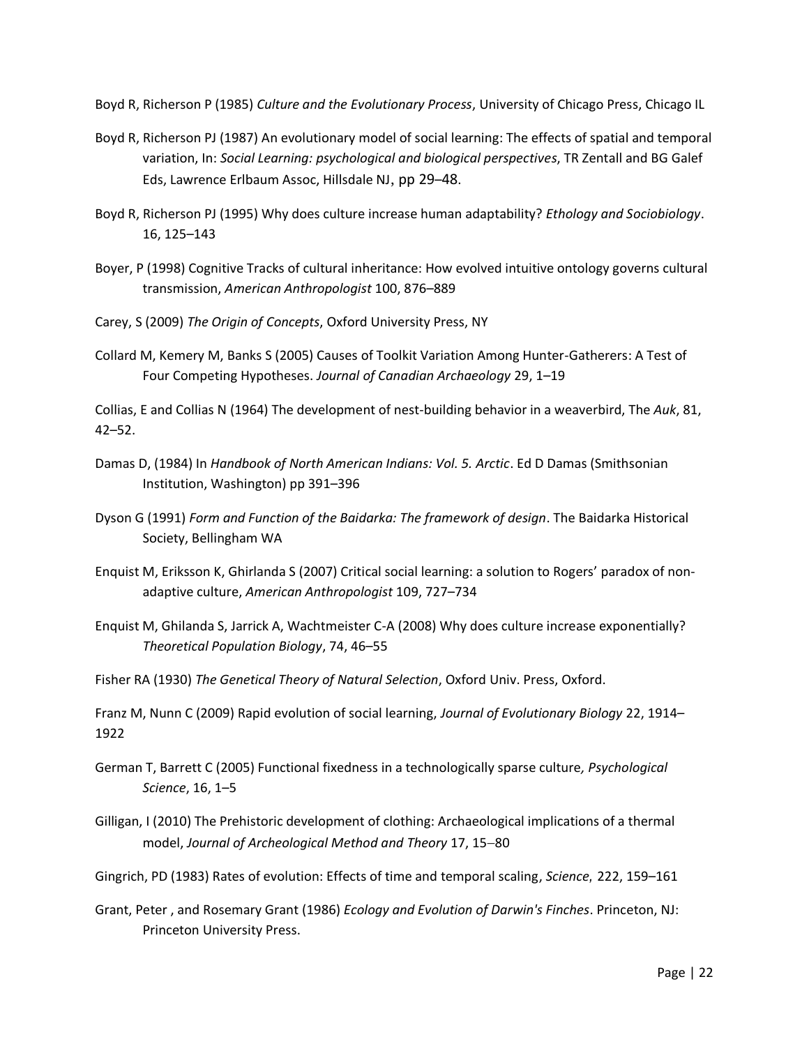Boyd R, Richerson P (1985) *Culture and the Evolutionary Process*, University of Chicago Press, Chicago IL

Boyd R, Richerson PJ (1987) An evolutionary model of social learning: The effects of spatial and temporal variation, In: *Social Learning: psychological and biological perspectives*, TR Zentall and BG Galef Eds, Lawrence Erlbaum Assoc, Hillsdale NJ, pp 29–48.

Boyd R, Richerson PJ (1995) Why does culture increase human adaptability? *Ethology and Sociobiology*. 16, 125–143

Boyer, P (1998) Cognitive Tracks of cultural inheritance: How evolved intuitive ontology governs cultural transmission, *American Anthropologist* 100, 876–889

Carey, S (2009) *The Origin of Concepts*, Oxford University Press, NY

Collard M, Kemery M, Banks S (2005) Causes of Toolkit Variation Among Hunter-Gatherers: A Test of Four Competing Hypotheses. *Journal of Canadian Archaeology* 29, 1–19

Collias, E and Collias N (1964) The development of nest-building behavior in a weaverbird, The *Auk*, 81, 42–52.

Damas D, (1984) In *Handbook of North American Indians: Vol. 5. Arctic*. Ed D Damas (Smithsonian Institution, Washington) pp 391–396

Dyson G (1991) *Form and Function of the Baidarka: The framework of design*. The Baidarka Historical Society, Bellingham WA

Enquist M, Eriksson K, Ghirlanda S (2007) Critical social learning: a solution to Rogers' paradox of non-adaptive culture, *American Anthropologist* 109, 727–734

Enquist M, Ghilanda S, Jarrick A, Wachtmeister C-A (2008) Why does culture increase exponentially? *Theoretical Population Biology*, 74, 46–55

Fisher RA (1930) *The Genetical Theory of Natural Selection*, Oxford Univ. Press, Oxford.

Franz M, Nunn C (2009) Rapid evolution of social learning, *Journal of Evolutionary Biology* 22, 1914–1922

German T, Barrett C (2005) Functional fixedness in a technologically sparse culture*, Psychological Science*, 16, 1–5

Gilligan, I (2010) The Prehistoric development of clothing: Archaeological implications of a thermal model, *Journal of Archeological Method and Theory* 17, 15–80

Gingrich, PD (1983) Rates of evolution: Effects of time and temporal scaling, *Science*, 222, 159–161

Grant, Peter , and Rosemary Grant (1986) *Ecology and Evolution of Darwin's Finches*. Princeton, NJ: Princeton University Press.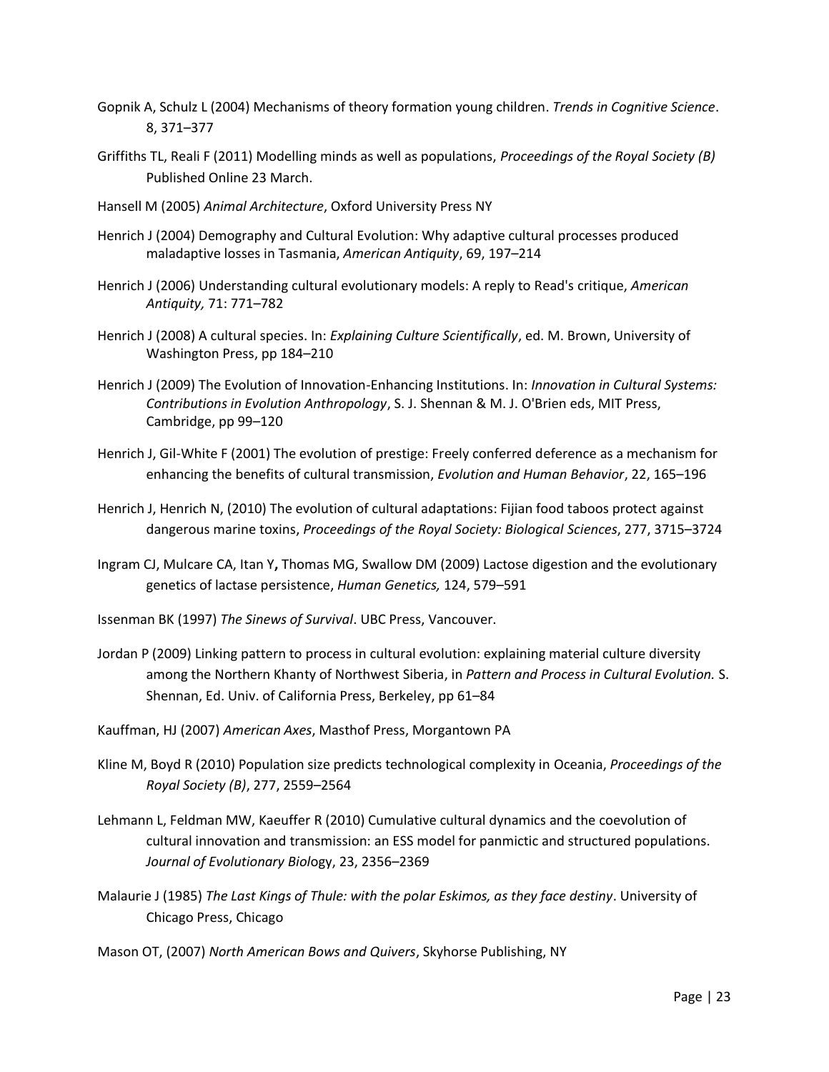Gopnik A, Schulz L (2004) Mechanisms of theory formation young children. *Trends in Cognitive Science*. 8, 371–377

Griffiths TL, Reali F (2011) Modelling minds as well as populations, *Proceedings of the Royal Society (B)* Published Online 23 March.

Hansell M (2005) *Animal Architecture*, Oxford University Press NY

Henrich J (2004) Demography and Cultural Evolution: Why adaptive cultural processes produced maladaptive losses in Tasmania, *American Antiquity*, 69, 197–214

Henrich J (2006) Understanding cultural evolutionary models: A reply to Read's critique, *American Antiquity,* 71: 771–782

Henrich J (2008) A cultural species. In: *Explaining Culture Scientifically*, ed. M. Brown, University of Washington Press, pp 184–210

Henrich J (2009) The Evolution of Innovation-Enhancing Institutions. In: *Innovation in Cultural Systems: Contributions in Evolution Anthropology*, S. J. Shennan & M. J. O'Brien eds, MIT Press, Cambridge, pp 99–120

Henrich J, Gil-White F (2001) The evolution of prestige: Freely conferred deference as a mechanism for enhancing the benefits of cultural transmission, *Evolution and Human Behavior*, 22, 165–196

Henrich J, Henrich N, (2010) The evolution of cultural adaptations: Fijian food taboos protect against dangerous marine toxins, *Proceedings of the Royal Society: Biological Sciences*, 277, 3715–3724

Ingram CJ, Mulcare CA, Itan Y**,** Thomas MG, Swallow DM (2009) Lactose digestion and the evolutionary genetics of lactase persistence, *Human Genetics,* 124, 579–591

Issenman BK (1997) *The Sinews of Survival*. UBC Press, Vancouver.

Jordan P (2009) Linking pattern to process in cultural evolution: explaining material culture diversity among the Northern Khanty of Northwest Siberia, in *Pattern and Process in Cultural Evolution.* S. Shennan, Ed. Univ. of California Press, Berkeley, pp 61–84

Kauffman, HJ (2007) *American Axes*, Masthof Press, Morgantown PA

Kline M, Boyd R (2010) Population size predicts technological complexity in Oceania, *Proceedings of the Royal Society (B)*, 277, 2559–2564

Lehmann L, Feldman MW, Kaeuffer R (2010) Cumulative cultural dynamics and the coevolution of cultural innovation and transmission: an ESS model for panmictic and structured populations. *Journal of Evolutionary Biol*ogy, 23, 2356–2369

Malaurie J (1985) *The Last Kings of Thule: with the polar Eskimos, as they face destiny*. University of Chicago Press, Chicago

Mason OT, (2007) *North American Bows and Quivers*, Skyhorse Publishing, NY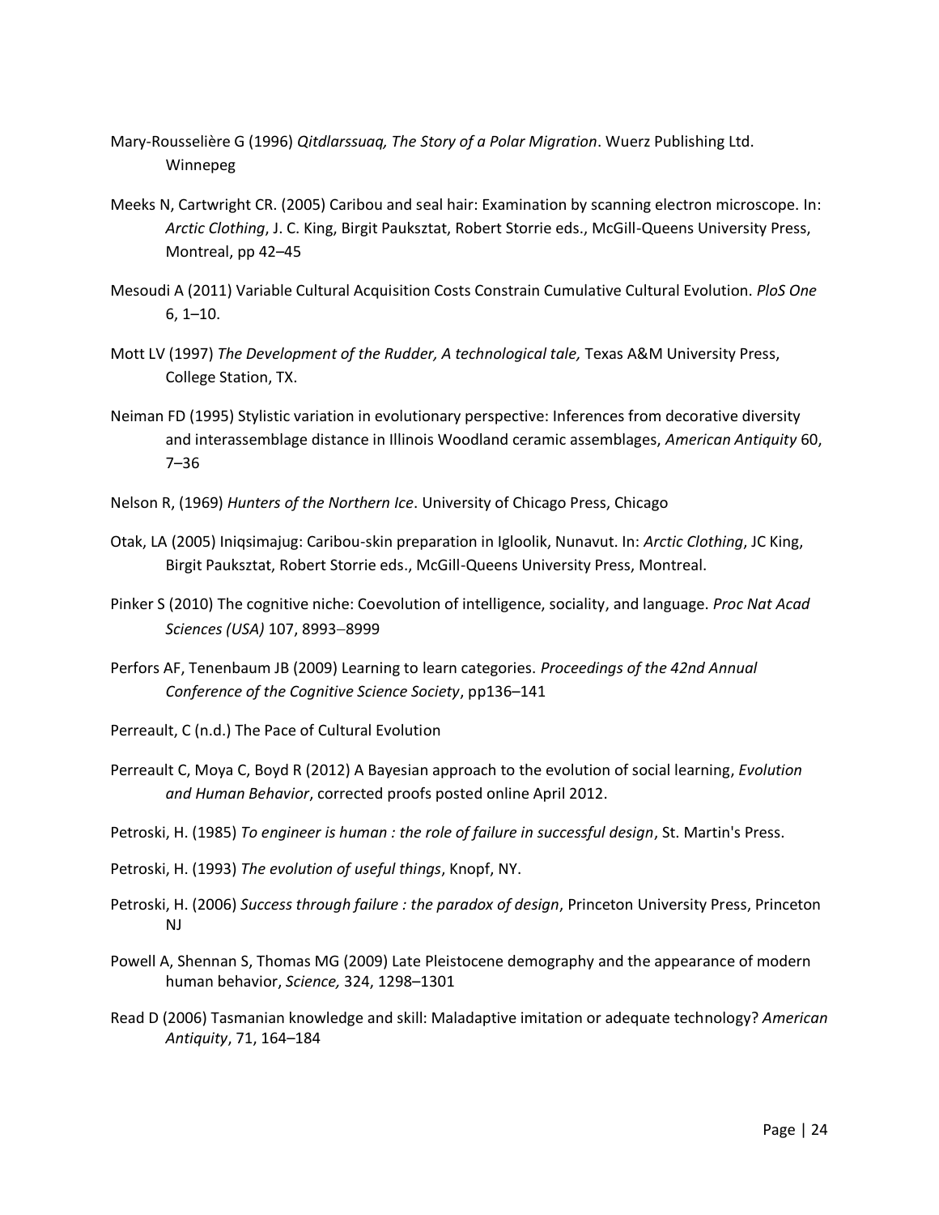Mary-Rousselière G (1996) *Qitdlarssuaq, The Story of a Polar Migration*. Wuerz Publishing Ltd. Winnepeg

Meeks N, Cartwright CR. (2005) Caribou and seal hair: Examination by scanning electron microscope. In: *Arctic Clothing*, J. C. King, Birgit Pauksztat, Robert Storrie eds., McGill-Queens University Press, Montreal, pp 42–45

Mesoudi A (2011) Variable Cultural Acquisition Costs Constrain Cumulative Cultural Evolution. *PloS One* 6, 1–10.

Mott LV (1997) *The Development of the Rudder, A technological tale,* Texas A&M University Press, College Station, TX.

Neiman FD (1995) Stylistic variation in evolutionary perspective: Inferences from decorative diversity and interassemblage distance in Illinois Woodland ceramic assemblages, *American Antiquity* 60, 7–36

Nelson R, (1969) *Hunters of the Northern Ice*. University of Chicago Press, Chicago

Otak, LA (2005) Iniqsimajug: Caribou-skin preparation in Igloolik, Nunavut. In: *Arctic Clothing*, JC King, Birgit Pauksztat, Robert Storrie eds., McGill-Queens University Press, Montreal.

Pinker S (2010) The cognitive niche: Coevolution of intelligence, sociality, and language. *Proc Nat Acad Sciences (USA)* 107, 8993–8999

Perfors AF, Tenenbaum JB (2009) Learning to learn categories. *Proceedings of the 42nd Annual Conference of the Cognitive Science Society*, pp136–141

Perreault, C (n.d.) The Pace of Cultural Evolution

Perreault C, Moya C, Boyd R (2012) A Bayesian approach to the evolution of social learning, *Evolution and Human Behavior*, corrected proofs posted online April 2012.

Petroski, H. (1985) *To engineer is human : the role of failure in successful design*, St. Martin's Press.

Petroski, H. (1993) *The evolution of useful things*, Knopf, NY.

Petroski, H. (2006) *Success through failure : the paradox of design*, Princeton University Press, Princeton NJ

Powell A, Shennan S, Thomas MG (2009) Late Pleistocene demography and the appearance of modern human behavior, *Science,* 324, 1298–1301

Read D (2006) Tasmanian knowledge and skill: Maladaptive imitation or adequate technology? *American Antiquity*, 71, 164–184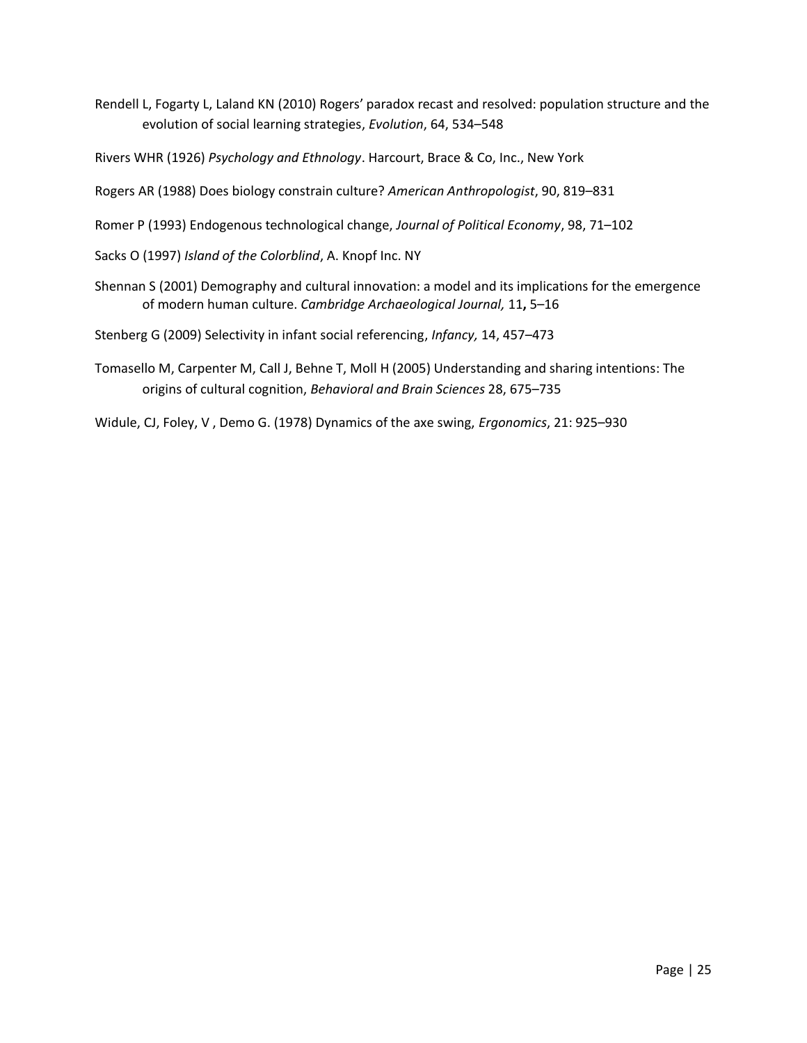Rendell L, Fogarty L, Laland KN (2010) Rogers' paradox recast and resolved: population structure and the evolution of social learning strategies, *Evolution*, 64, 534–548

Rivers WHR (1926) *Psychology and Ethnology*. Harcourt, Brace & Co, Inc., New York

Rogers AR (1988) Does biology constrain culture? *American Anthropologist*, 90, 819–831

Romer P (1993) Endogenous technological change, *Journal of Political Economy*, 98, 71–102

Sacks O (1997) *Island of the Colorblind*, A. Knopf Inc. NY

Shennan S (2001) Demography and cultural innovation: a model and its implications for the emergence of modern human culture. *Cambridge Archaeological Journal,* 11**,** 5–16

Stenberg G (2009) Selectivity in infant social referencing, *Infancy,* 14, 457–473

Tomasello M, Carpenter M, Call J, Behne T, Moll H (2005) Understanding and sharing intentions: The origins of cultural cognition, *Behavioral and Brain Sciences* 28, 675–735

Widule, CJ, Foley, V , Demo G. (1978) Dynamics of the axe swing, *Ergonomics*, 21: 925–930